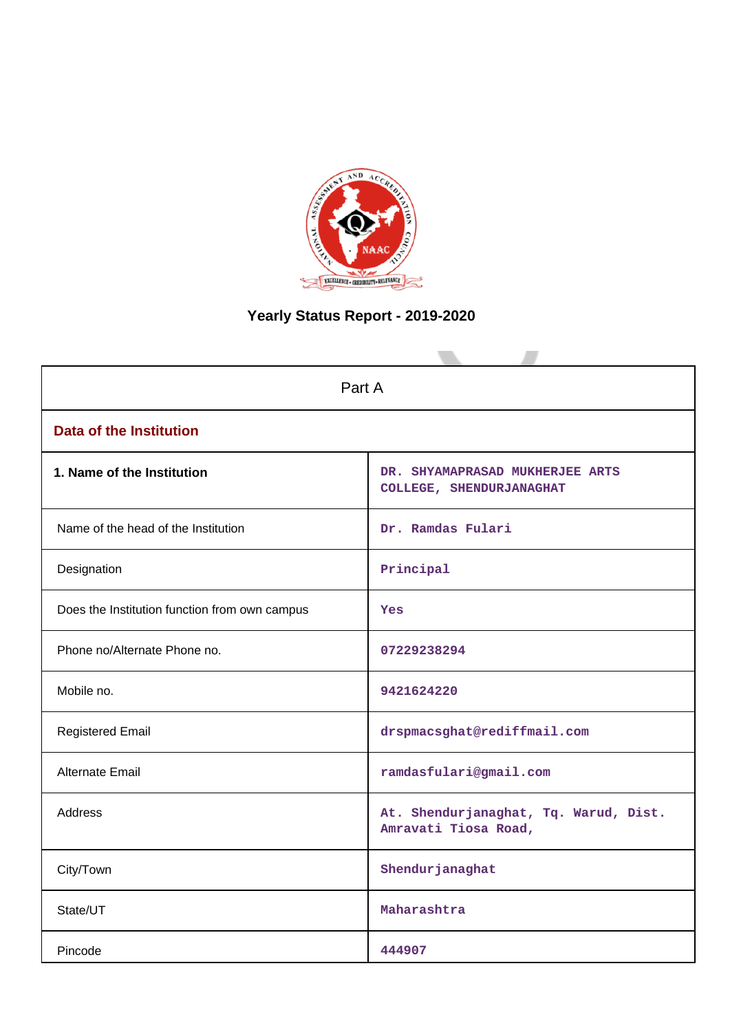# Yearly Status Report - 2019-2020

| Part A | |
|---|---|
| **Data of the Institution** | |
| **1. Name of the Institution** | DR. SHYAMAPRASAD MUKHERJEE ARTS COLLEGE, SHENDURJANAGHAT |
| Name of the head of the Institution | Dr. Ramdas Fulari |
| Designation | Principal |
| Does the Institution function from own campus | Yes |
| Phone no/Alternate Phone no. | 07229238294 |
| Mobile no. | 9421624220 |
| Registered Email | drspmacsghat@rediffmail.com |
| Alternate Email | ramdasfulari@gmail.com |
| Address | At. Shendurjanaghat, Tq. Warud, Dist. Amravati Tiosa Road, |
| City/Town | Shendurjanaghat |
| State/UT | Maharashtra |
| Pincode | 444907 |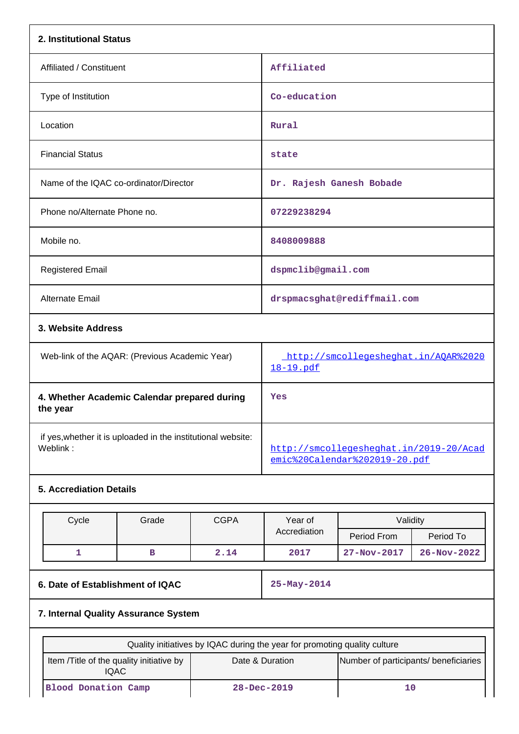## 2. Institutional Status

| | |
|---|---|
| Affiliated / Constituent | Affiliated |
| Type of Institution | Co-education |
| Location | Rural |
| Financial Status | state |
| Name of the IQAC co-ordinator/Director | Dr. Rajesh Ganesh Bobade |
| Phone no/Alternate Phone no. | 07229238294 |
| Mobile no. | 8408009888 |
| Registered Email | dspmclib@gmail.com |
| Alternate Email | drspmacsghat@rediffmail.com |

## 3. Website Address

| | |
|---|---|
| Web-link of the AQAR: (Previous Academic Year) | http://smcollegesheghat.in/AQAR%202018-19.pdf |
| **4. Whether Academic Calendar prepared during the year** | Yes |
| if yes,whether it is uploaded in the institutional website: Weblink : | http://smcollegesheghat.in/2019-20/Academic%20Calendar%202019-20.pdf |

## 5. Accreditation Details

| Cycle | Grade | CGPA | Year of Accrediation | Validity | |
|---|---|---|---|---|---|
| | | | | Period From | Period To |
| 1 | B | 2.14 | 2017 | 27-Nov-2017 | 26-Nov-2022 |

| | |
|---|---|
| **6. Date of Establishment of IQAC** | 25-May-2014 |

## 7. Internal Quality Assurance System

| Quality initiatives by IQAC during the year for promoting quality culture | | |
|---|---|---|
| Item /Title of the quality initiative by IQAC | Date & Duration | Number of participants/ beneficiaries |
| Blood Donation Camp | 28-Dec-2019 | 10 |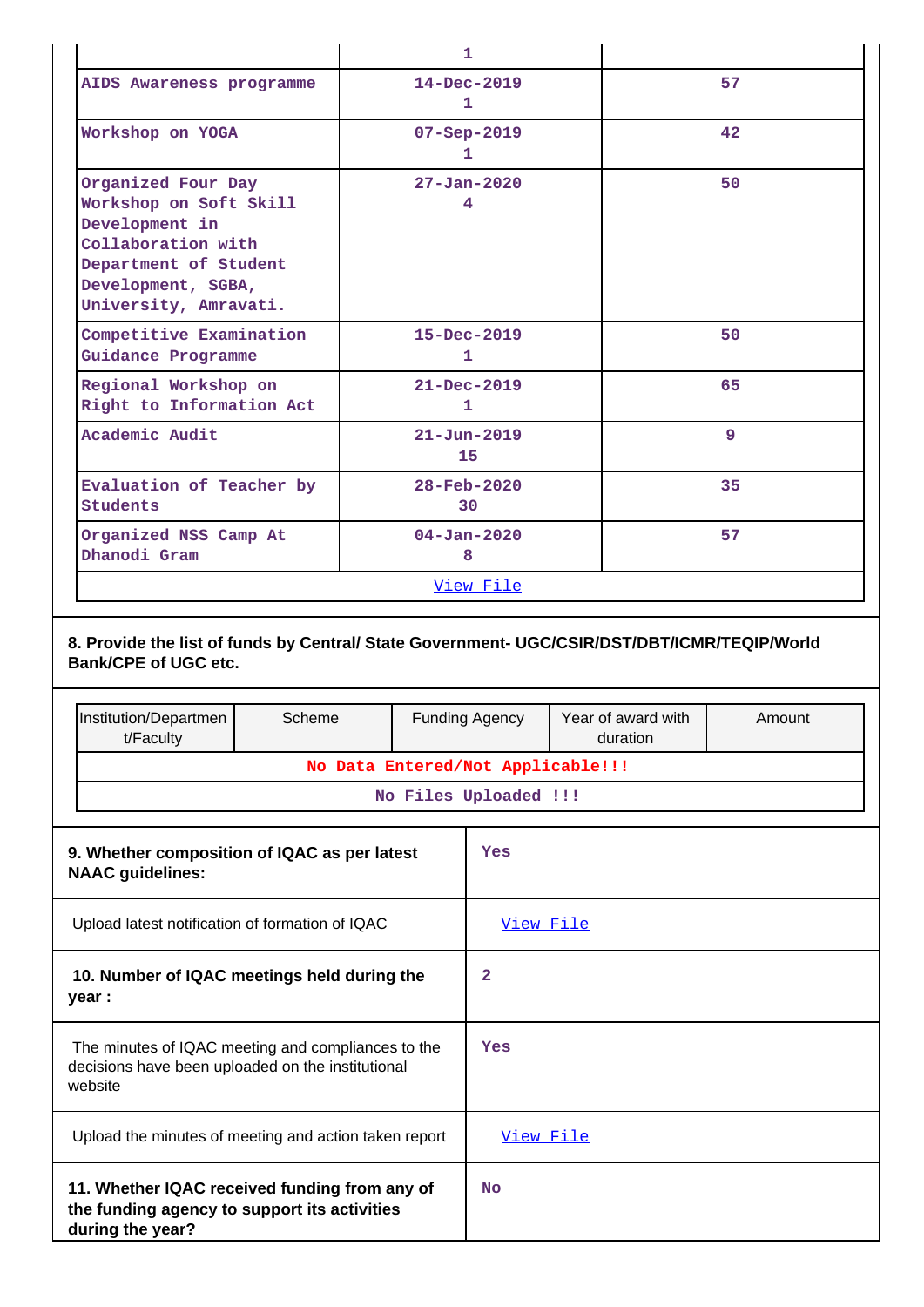| | 1 | |
|---|---|---|
| AIDS Awareness programme | 14-Dec-2019<br>1 | 57 |
| Workshop on YOGA | 07-Sep-2019<br>1 | 42 |
| Organized Four Day Workshop on Soft Skill Development in Collaboration with Department of Student Development, SGBA, University, Amravati. | 27-Jan-2020<br>4 | 50 |
| Competitive Examination Guidance Programme | 15-Dec-2019<br>1 | 50 |
| Regional Workshop on Right to Information Act | 21-Dec-2019<br>1 | 65 |
| Academic Audit | 21-Jun-2019<br>15 | 9 |
| Evaluation of Teacher by Students | 28-Feb-2020<br>30 | 35 |
| Organized NSS Camp At Dhanodi Gram | 04-Jan-2020<br>8 | 57 |
| View File | | |

**8. Provide the list of funds by Central/ State Government- UGC/CSIR/DST/DBT/ICMR/TEQIP/World Bank/CPE of UGC etc.**

| Institution/Department/Faculty | Scheme | Funding Agency | Year of award with duration | Amount |
|---|---|---|---|---|
| No Data Entered/Not Applicable!!! | | | | |
| No Files Uploaded !!! | | | | |

| | |
|---|---|
| **9. Whether composition of IQAC as per latest NAAC guidelines:** | Yes |
| Upload latest notification of formation of IQAC | View File |
| **10. Number of IQAC meetings held during the year :** | 2 |
| The minutes of IQAC meeting and compliances to the decisions have been uploaded on the institutional website | Yes |
| Upload the minutes of meeting and action taken report | View File |
| **11. Whether IQAC received funding from any of the funding agency to support its activities during the year?** | No |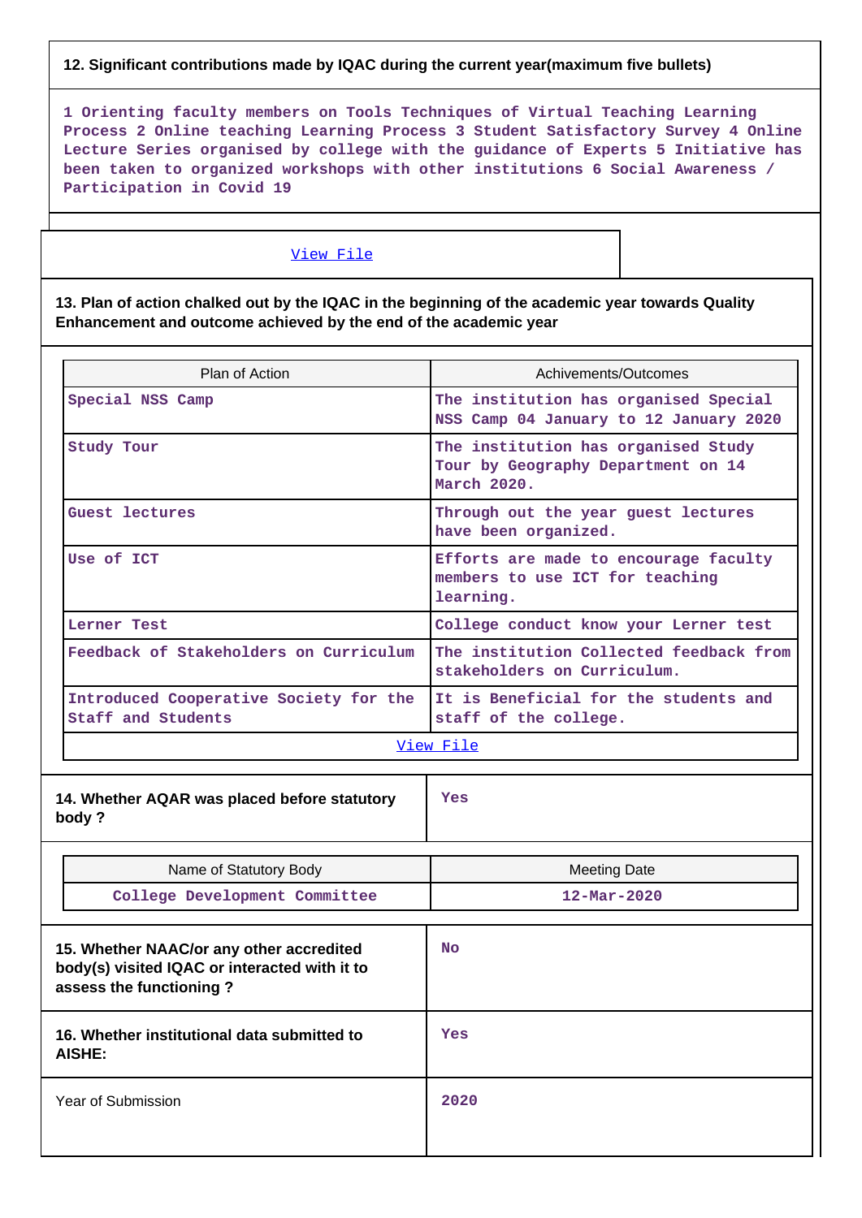**12. Significant contributions made by IQAC during the current year(maximum five bullets)**

1 Orienting faculty members on Tools Techniques of Virtual Teaching Learning Process 2 Online teaching Learning Process 3 Student Satisfactory Survey 4 Online Lecture Series organised by college with the guidance of Experts 5 Initiative has been taken to organized workshops with other institutions 6 Social Awareness / Participation in Covid 19

View File

**13. Plan of action chalked out by the IQAC in the beginning of the academic year towards Quality Enhancement and outcome achieved by the end of the academic year**

| Plan of Action | Achivements/Outcomes |
|---|---|
| Special NSS Camp | The institution has organised Special NSS Camp 04 January to 12 January 2020 |
| Study Tour | The institution has organised Study Tour by Geography Department on 14 March 2020. |
| Guest lectures | Through out the year guest lectures have been organized. |
| Use of ICT | Efforts are made to encourage faculty members to use ICT for teaching learning. |
| Lerner Test | College conduct know your Lerner test |
| Feedback of Stakeholders on Curriculum | The institution Collected feedback from stakeholders on Curriculum. |
| Introduced Cooperative Society for the Staff and Students | It is Beneficial for the students and staff of the college. |
| View File | |

| **14. Whether AQAR was placed before statutory body ?** | Yes |
|---|---|

| Name of Statutory Body | Meeting Date |
|---|---|
| College Development Committee | 12-Mar-2020 |

| **15. Whether NAAC/or any other accredited body(s) visited IQAC or interacted with it to assess the functioning ?** | No |
|---|---|
| **16. Whether institutional data submitted to AISHE:** | Yes |
| Year of Submission | 2020 |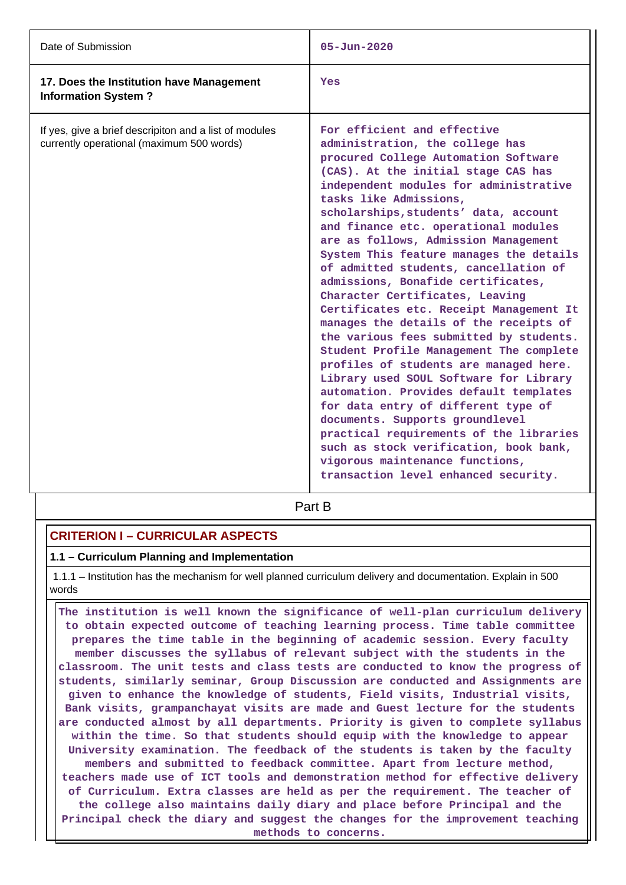| | |
|---|---|
| Date of Submission | 05-Jun-2020 |
| **17. Does the Institution have Management Information System ?** | Yes |
| If yes, give a brief descripiton and a list of modules currently operational (maximum 500 words) | For efficient and effective administration, the college has procured College Automation Software (CAS). At the initial stage CAS has independent modules for administrative tasks like Admissions, scholarships,students' data, account and finance etc. operational modules are as follows, Admission Management System This feature manages the details of admitted students, cancellation of admissions, Bonafide certificates, Character Certificates, Leaving Certificates etc. Receipt Management It manages the details of the receipts of the various fees submitted by students. Student Profile Management The complete profiles of students are managed here. Library used SOUL Software for Library automation. Provides default templates for data entry of different type of documents. Supports groundlevel practical requirements of the libraries such as stock verification, book bank, vigorous maintenance functions, transaction level enhanced security. |

# Part B

## CRITERION I – CURRICULAR ASPECTS

### 1.1 – Curriculum Planning and Implementation

1.1.1 – Institution has the mechanism for well planned curriculum delivery and documentation. Explain in 500 words

The institution is well known the significance of well-plan curriculum delivery to obtain expected outcome of teaching learning process. Time table committee prepares the time table in the beginning of academic session. Every faculty member discusses the syllabus of relevant subject with the students in the classroom. The unit tests and class tests are conducted to know the progress of students, similarly seminar, Group Discussion are conducted and Assignments are given to enhance the knowledge of students, Field visits, Industrial visits, Bank visits, grampanchayat visits are made and Guest lecture for the students are conducted almost by all departments. Priority is given to complete syllabus within the time. So that students should equip with the knowledge to appear University examination. The feedback of the students is taken by the faculty members and submitted to feedback committee. Apart from lecture method, teachers made use of ICT tools and demonstration method for effective delivery of Curriculum. Extra classes are held as per the requirement. The teacher of the college also maintains daily diary and place before Principal and the Principal check the diary and suggest the changes for the improvement teaching methods to concerns.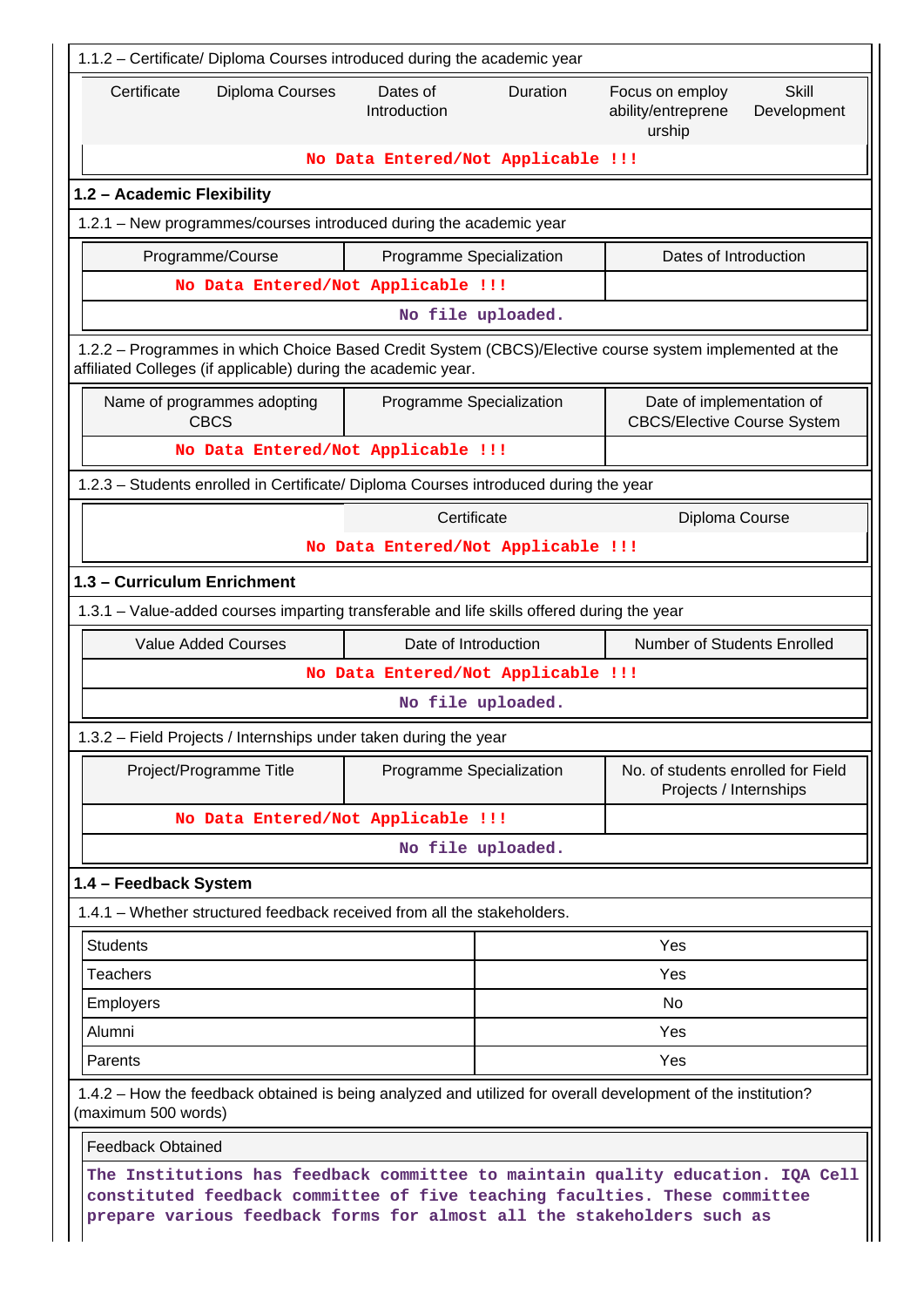1.1.2 – Certificate/ Diploma Courses introduced during the academic year

| Certificate | Diploma Courses | Dates of Introduction | Duration | Focus on employ ability/entrepreneurship | Skill Development |
|---|---|---|---|---|---|
| No Data Entered/Not Applicable !!! | | | | | |

## 1.2 – Academic Flexibility

1.2.1 – New programmes/courses introduced during the academic year

| Programme/Course | Programme Specialization | Dates of Introduction |
|---|---|---|
| No Data Entered/Not Applicable !!! | | |
| No file uploaded. | | |

1.2.2 – Programmes in which Choice Based Credit System (CBCS)/Elective course system implemented at the affiliated Colleges (if applicable) during the academic year.

| Name of programmes adopting CBCS | Programme Specialization | Date of implementation of CBCS/Elective Course System |
|---|---|---|
| No Data Entered/Not Applicable !!! | | |

1.2.3 – Students enrolled in Certificate/ Diploma Courses introduced during the year

| | Certificate | Diploma Course |
|---|---|---|
| No Data Entered/Not Applicable !!! | | |

## 1.3 – Curriculum Enrichment

1.3.1 – Value-added courses imparting transferable and life skills offered during the year

| Value Added Courses | Date of Introduction | Number of Students Enrolled |
|---|---|---|
| No Data Entered/Not Applicable !!! | | |
| No file uploaded. | | |

1.3.2 – Field Projects / Internships under taken during the year

| Project/Programme Title | Programme Specialization | No. of students enrolled for Field Projects / Internships |
|---|---|---|
| No Data Entered/Not Applicable !!! | | |
| No file uploaded. | | |

## 1.4 – Feedback System

1.4.1 – Whether structured feedback received from all the stakeholders.

| | |
|---|---|
| Students | Yes |
| Teachers | Yes |
| Employers | No |
| Alumni | Yes |
| Parents | Yes |

1.4.2 – How the feedback obtained is being analyzed and utilized for overall development of the institution? (maximum 500 words)

Feedback Obtained

The Institutions has feedback committee to maintain quality education. IQA Cell constituted feedback committee of five teaching faculties. These committee prepare various feedback forms for almost all the stakeholders such as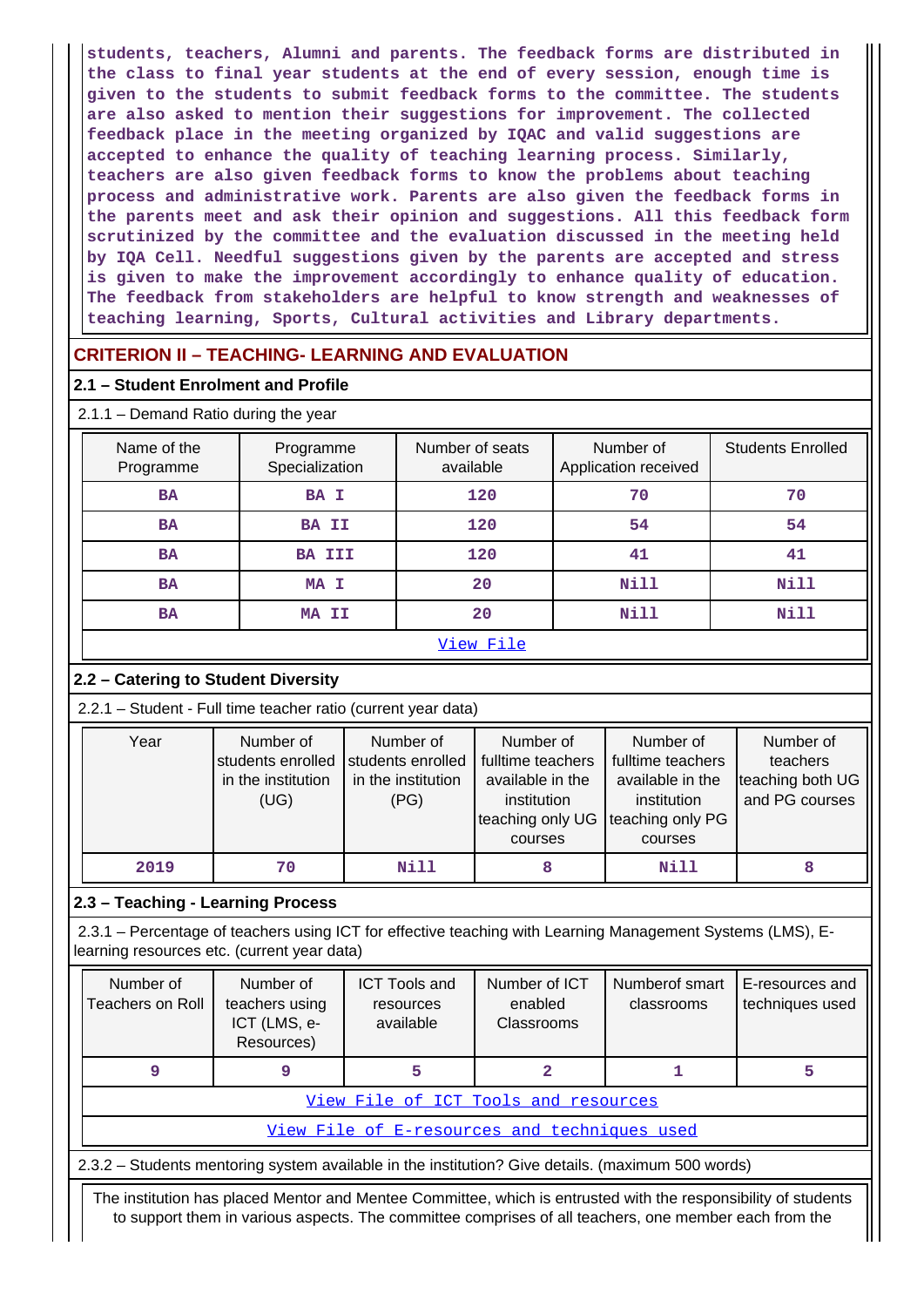students, teachers, Alumni and parents. The feedback forms are distributed in the class to final year students at the end of every session, enough time is given to the students to submit feedback forms to the committee. The students are also asked to mention their suggestions for improvement. The collected feedback place in the meeting organized by IQAC and valid suggestions are accepted to enhance the quality of teaching learning process. Similarly, teachers are also given feedback forms to know the problems about teaching process and administrative work. Parents are also given the feedback forms in the parents meet and ask their opinion and suggestions. All this feedback form scrutinized by the committee and the evaluation discussed in the meeting held by IQA Cell. Needful suggestions given by the parents are accepted and stress is given to make the improvement accordingly to enhance quality of education. The feedback from stakeholders are helpful to know strength and weaknesses of teaching learning, Sports, Cultural activities and Library departments.

## CRITERION II – TEACHING- LEARNING AND EVALUATION

### 2.1 – Student Enrolment and Profile

2.1.1 – Demand Ratio during the year

| Name of the Programme | Programme Specialization | Number of seats available | Number of Application received | Students Enrolled |
|---|---|---|---|---|
| BA | BA I | 120 | 70 | 70 |
| BA | BA II | 120 | 54 | 54 |
| BA | BA III | 120 | 41 | 41 |
| BA | MA I | 20 | Nill | Nill |
| BA | MA II | 20 | Nill | Nill |

View File

### 2.2 – Catering to Student Diversity

2.2.1 – Student - Full time teacher ratio (current year data)

| Year | Number of students enrolled in the institution (UG) | Number of students enrolled in the institution (PG) | Number of fulltime teachers available in the institution teaching only UG courses | Number of fulltime teachers available in the institution teaching only PG courses | Number of teachers teaching both UG and PG courses |
|---|---|---|---|---|---|
| 2019 | 70 | Nill | 8 | Nill | 8 |

### 2.3 – Teaching - Learning Process

2.3.1 – Percentage of teachers using ICT for effective teaching with Learning Management Systems (LMS), E-learning resources etc. (current year data)

| Number of Teachers on Roll | Number of teachers using ICT (LMS, e-Resources) | ICT Tools and resources available | Number of ICT enabled Classrooms | Numberof smart classrooms | E-resources and techniques used |
|---|---|---|---|---|---|
| 9 | 9 | 5 | 2 | 1 | 5 |

View File of ICT Tools and resources

View File of E-resources and techniques used

2.3.2 – Students mentoring system available in the institution? Give details. (maximum 500 words)

The institution has placed Mentor and Mentee Committee, which is entrusted with the responsibility of students to support them in various aspects. The committee comprises of all teachers, one member each from the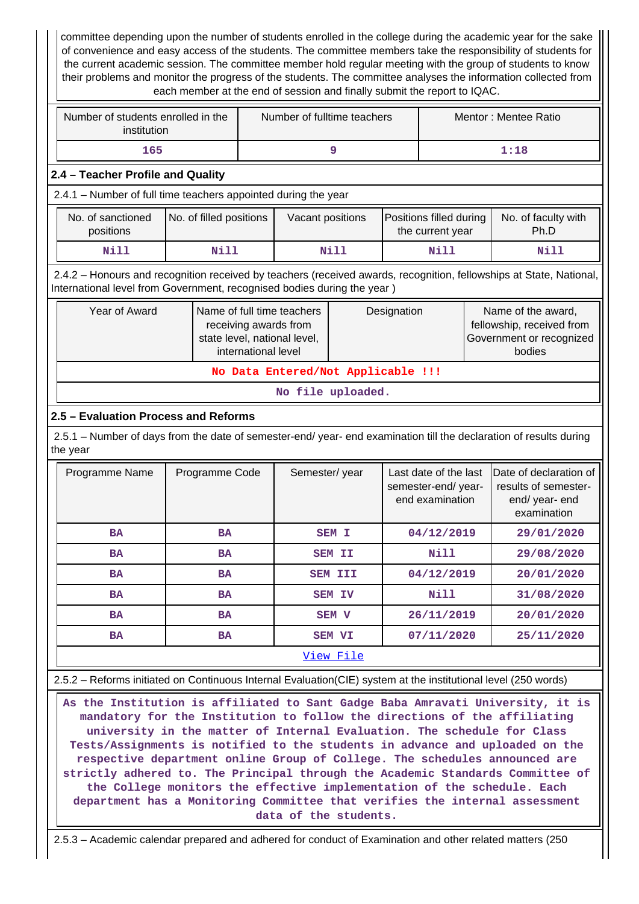committee depending upon the number of students enrolled in the college during the academic year for the sake of convenience and easy access of the students. The committee members take the responsibility of students for the current academic session. The committee member hold regular meeting with the group of students to know their problems and monitor the progress of the students. The committee analyses the information collected from each member at the end of session and finally submit the report to IQAC.

| Number of students enrolled in the institution | Number of fulltime teachers | Mentor : Mentee Ratio |
|---|---|---|
| 165 | 9 | 1:18 |

### 2.4 – Teacher Profile and Quality

2.4.1 – Number of full time teachers appointed during the year

| No. of sanctioned positions | No. of filled positions | Vacant positions | Positions filled during the current year | No. of faculty with Ph.D |
|---|---|---|---|---|
| Nill | Nill | Nill | Nill | Nill |

2.4.2 – Honours and recognition received by teachers (received awards, recognition, fellowships at State, National, International level from Government, recognised bodies during the year )

| Year of Award | Name of full time teachers receiving awards from state level, national level, international level | Designation | Name of the award, fellowship, received from Government or recognized bodies |
|---|---|---|---|
| No Data Entered/Not Applicable !!! | | | |
| No file uploaded. | | | |

### 2.5 – Evaluation Process and Reforms

2.5.1 – Number of days from the date of semester-end/ year- end examination till the declaration of results during the year

| Programme Name | Programme Code | Semester/ year | Last date of the last semester-end/ year- end examination | Date of declaration of results of semester-end/ year- end examination |
|---|---|---|---|---|
| BA | BA | SEM I | 04/12/2019 | 29/01/2020 |
| BA | BA | SEM II | Nill | 29/08/2020 |
| BA | BA | SEM III | 04/12/2019 | 20/01/2020 |
| BA | BA | SEM IV | Nill | 31/08/2020 |
| BA | BA | SEM V | 26/11/2019 | 20/01/2020 |
| BA | BA | SEM VI | 07/11/2020 | 25/11/2020 |

View File

2.5.2 – Reforms initiated on Continuous Internal Evaluation(CIE) system at the institutional level (250 words)

As the Institution is affiliated to Sant Gadge Baba Amravati University, it is mandatory for the Institution to follow the directions of the affiliating university in the matter of Internal Evaluation. The schedule for Class Tests/Assignments is notified to the students in advance and uploaded on the respective department online Group of College. The schedules announced are strictly adhered to. The Principal through the Academic Standards Committee of the College monitors the effective implementation of the schedule. Each department has a Monitoring Committee that verifies the internal assessment data of the students.

2.5.3 – Academic calendar prepared and adhered for conduct of Examination and other related matters (250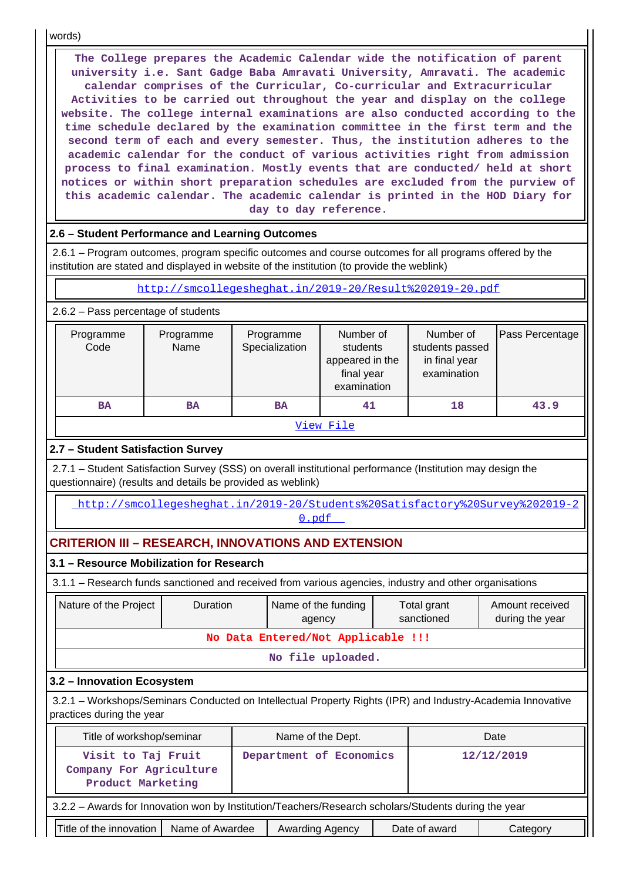words)

The College prepares the Academic Calendar wide the notification of parent university i.e. Sant Gadge Baba Amravati University, Amravati. The academic calendar comprises of the Curricular, Co-curricular and Extracurricular Activities to be carried out throughout the year and display on the college website. The college internal examinations are also conducted according to the time schedule declared by the examination committee in the first term and the second term of each and every semester. Thus, the institution adheres to the academic calendar for the conduct of various activities right from admission process to final examination. Mostly events that are conducted/ held at short notices or within short preparation schedules are excluded from the purview of this academic calendar. The academic calendar is printed in the HOD Diary for day to day reference.

### 2.6 – Student Performance and Learning Outcomes

2.6.1 – Program outcomes, program specific outcomes and course outcomes for all programs offered by the institution are stated and displayed in website of the institution (to provide the weblink)

http://smcollegesheghat.in/2019-20/Result%202019-20.pdf

2.6.2 – Pass percentage of students

| Programme Code | Programme Name | Programme Specialization | Number of students appeared in the final year examination | Number of students passed in final year examination | Pass Percentage |
|---|---|---|---|---|---|
| BA | BA | BA | 41 | 18 | 43.9 |

View File

### 2.7 – Student Satisfaction Survey

2.7.1 – Student Satisfaction Survey (SSS) on overall institutional performance (Institution may design the questionnaire) (results and details be provided as weblink)

http://smcollegesheghat.in/2019-20/Students%20Satisfactory%20Survey%202019-20.pdf

## CRITERION III – RESEARCH, INNOVATIONS AND EXTENSION

### 3.1 – Resource Mobilization for Research

3.1.1 – Research funds sanctioned and received from various agencies, industry and other organisations

| Nature of the Project | Duration | Name of the funding agency | Total grant sanctioned | Amount received during the year |
|---|---|---|---|---|
| No Data Entered/Not Applicable !!! | | | | |

No file uploaded.

### 3.2 – Innovation Ecosystem

3.2.1 – Workshops/Seminars Conducted on Intellectual Property Rights (IPR) and Industry-Academia Innovative practices during the year

| Title of workshop/seminar | Name of the Dept. | Date |
|---|---|---|
| Visit to Taj Fruit Company For Agriculture Product Marketing | Department of Economics | 12/12/2019 |

3.2.2 – Awards for Innovation won by Institution/Teachers/Research scholars/Students during the year

| Title of the innovation | Name of Awardee | Awarding Agency | Date of award | Category |
|---|---|---|---|---|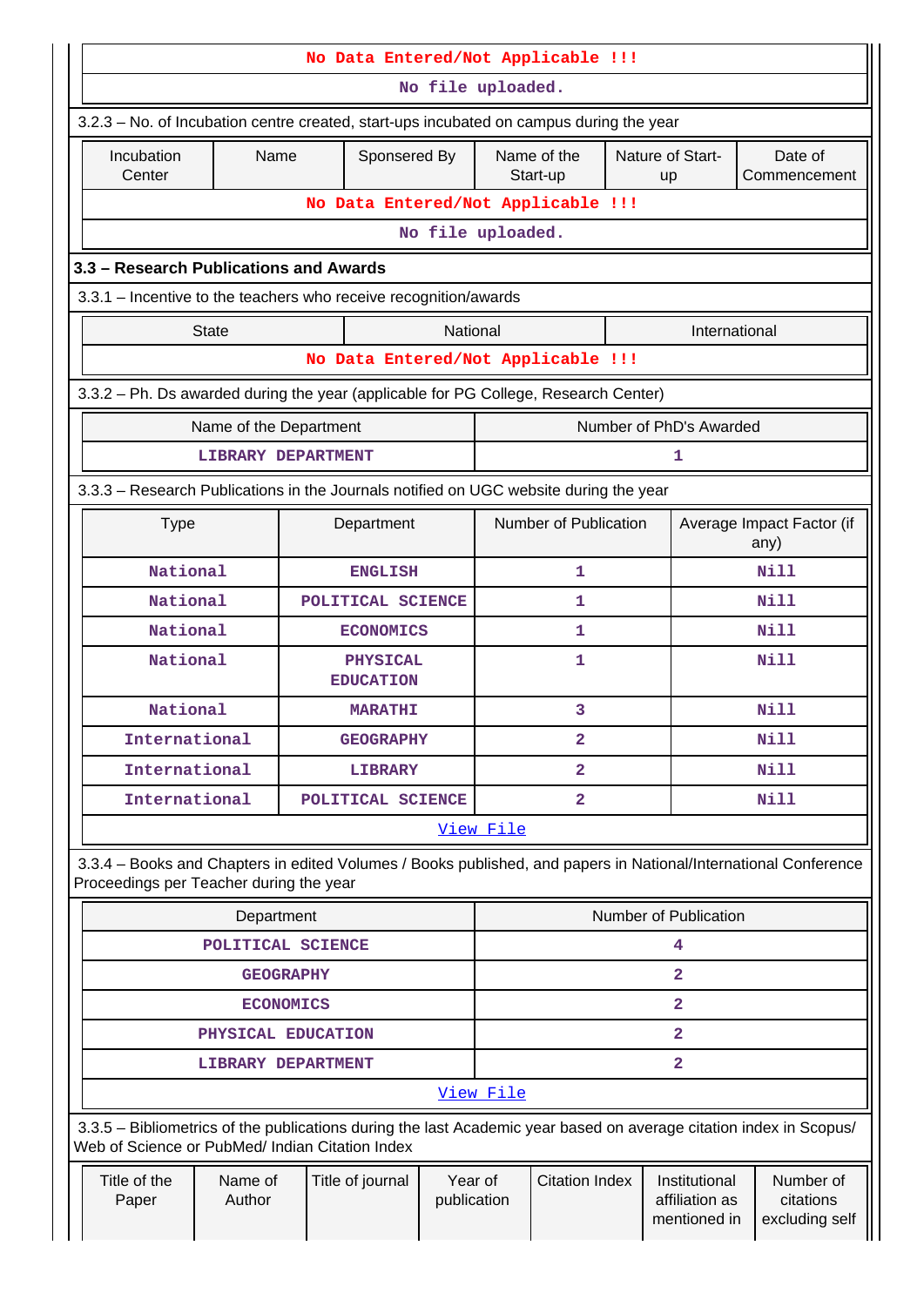| No Data Entered/Not Applicable !!! |
|---|
| No file uploaded. |

3.2.3 – No. of Incubation centre created, start-ups incubated on campus during the year

| Incubation Center | Name | Sponsered By | Name of the Start-up | Nature of Start-up | Date of Commencement |
|---|---|---|---|---|---|
| No Data Entered/Not Applicable !!! | | | | | |
| No file uploaded. | | | | | |

**3.3 – Research Publications and Awards**

3.3.1 – Incentive to the teachers who receive recognition/awards

| State | National | International |
|---|---|---|
| No Data Entered/Not Applicable !!! | | |

3.3.2 – Ph. Ds awarded during the year (applicable for PG College, Research Center)

| Name of the Department | Number of PhD's Awarded |
|---|---|
| LIBRARY DEPARTMENT | 1 |

3.3.3 – Research Publications in the Journals notified on UGC website during the year

| Type | Department | Number of Publication | Average Impact Factor (if any) |
|---|---|---|---|
| National | ENGLISH | 1 | Nill |
| National | POLITICAL SCIENCE | 1 | Nill |
| National | ECONOMICS | 1 | Nill |
| National | PHYSICAL EDUCATION | 1 | Nill |
| National | MARATHI | 3 | Nill |
| International | GEOGRAPHY | 2 | Nill |
| International | LIBRARY | 2 | Nill |
| International | POLITICAL SCIENCE | 2 | Nill |
| View File | | | |

3.3.4 – Books and Chapters in edited Volumes / Books published, and papers in National/International Conference Proceedings per Teacher during the year

| Department | Number of Publication |
|---|---|
| POLITICAL SCIENCE | 4 |
| GEOGRAPHY | 2 |
| ECONOMICS | 2 |
| PHYSICAL EDUCATION | 2 |
| LIBRARY DEPARTMENT | 2 |
| View File | |

3.3.5 – Bibliometrics of the publications during the last Academic year based on average citation index in Scopus/ Web of Science or PubMed/ Indian Citation Index

| Title of the Paper | Name of Author | Title of journal | Year of publication | Citation Index | Institutional affiliation as mentioned in | Number of citations excluding self |
|---|---|---|---|---|---|---|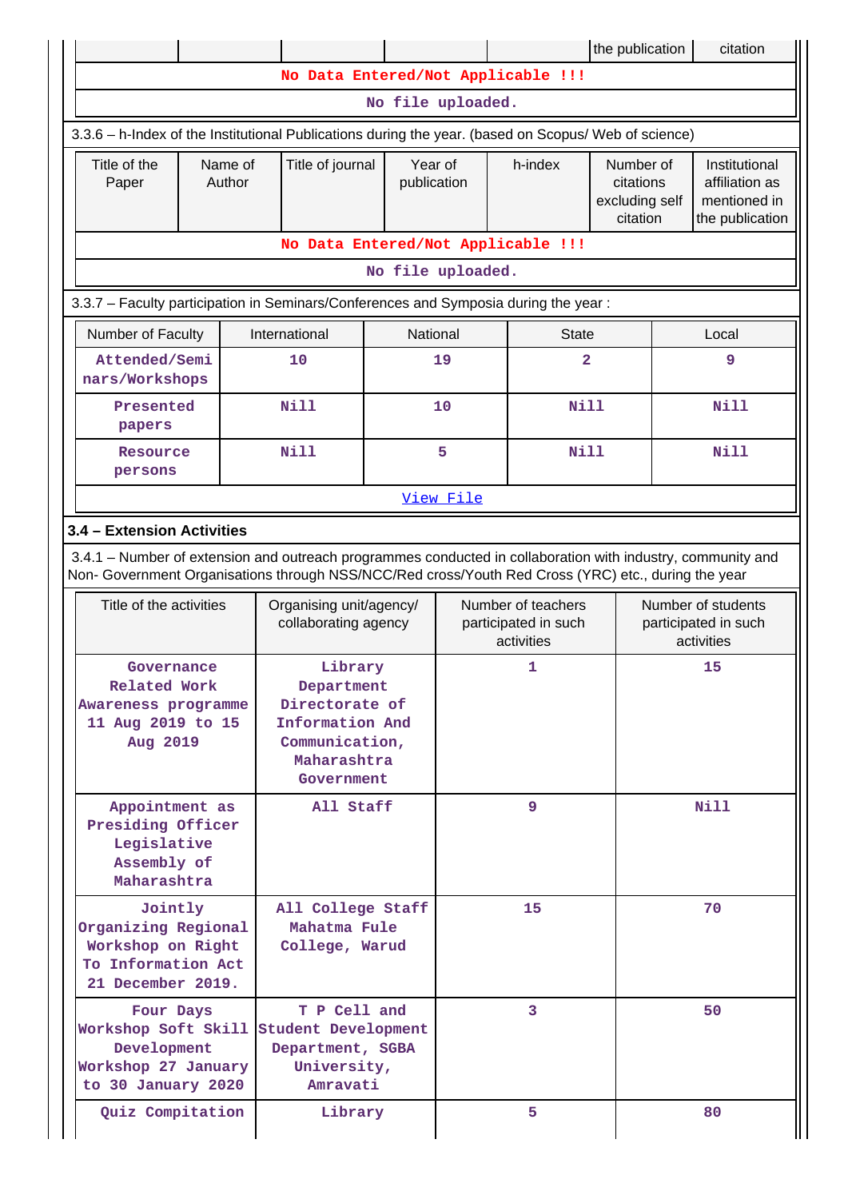| | | | | | the publication | citation |
|---|---|---|---|---|---|---|
| No Data Entered/Not Applicable !!! | | | | | | |
| No file uploaded. | | | | | | |

3.3.6 – h-Index of the Institutional Publications during the year. (based on Scopus/ Web of science)

| Title of the Paper | Name of Author | Title of journal | Year of publication | h-index | Number of citations excluding self citation | Institutional affiliation as mentioned in the publication |
|---|---|---|---|---|---|---|
| No Data Entered/Not Applicable !!! | | | | | | |
| No file uploaded. | | | | | | |

3.3.7 – Faculty participation in Seminars/Conferences and Symposia during the year :

| Number of Faculty | International | National | State | Local |
|---|---|---|---|---|
| Attended/Seminars/Workshops | 10 | 19 | 2 | 9 |
| Presented papers | Nill | 10 | Nill | Nill |
| Resource persons | Nill | 5 | Nill | Nill |
| View File | | | | |

### 3.4 – Extension Activities

3.4.1 – Number of extension and outreach programmes conducted in collaboration with industry, community and Non- Government Organisations through NSS/NCC/Red cross/Youth Red Cross (YRC) etc., during the year

| Title of the activities | Organising unit/agency/ collaborating agency | Number of teachers participated in such activities | Number of students participated in such activities |
|---|---|---|---|
| Governance Related Work Awareness programme 11 Aug 2019 to 15 Aug 2019 | Library Department Directorate of Information And Communication, Maharashtra Government | 1 | 15 |
| Appointment as Presiding Officer Legislative Assembly of Maharashtra | All Staff | 9 | Nill |
| Jointly Organizing Regional Workshop on Right To Information Act 21 December 2019. | All College Staff Mahatma Fule College, Warud | 15 | 70 |
| Four Days Workshop Soft Skill Development Workshop 27 January to 30 January 2020 | T P Cell and Student Development Department, SGBA University, Amravati | 3 | 50 |
| Quiz Compitation | Library | 5 | 80 |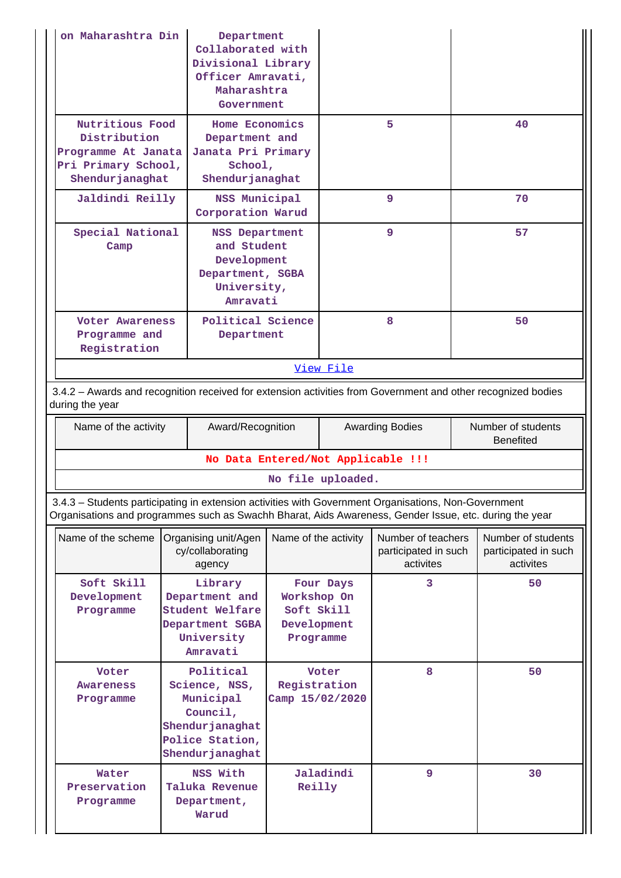| on Maharashtra Din | Department Collaborated with Divisional Library Officer Amravati, Maharashtra Government | | |
|---|---|---|---|
| Nutritious Food Distribution Programme At Janata Pri Primary School, Shendurjanaghat | Home Economics Department and Janata Pri Primary School, Shendurjanaghat | 5 | 40 |
| Jaldindi Reilly | NSS Municipal Corporation Warud | 9 | 70 |
| Special National Camp | NSS Department and Student Development Department, SGBA University, Amravati | 9 | 57 |
| Voter Awareness Programme and Registration | Political Science Department | 8 | 50 |
| View File | | | |

3.4.2 – Awards and recognition received for extension activities from Government and other recognized bodies during the year

| Name of the activity | Award/Recognition | Awarding Bodies | Number of students Benefited |
|---|---|---|---|
| No Data Entered/Not Applicable !!! | | | |
| No file uploaded. | | | |

3.4.3 – Students participating in extension activities with Government Organisations, Non-Government Organisations and programmes such as Swachh Bharat, Aids Awareness, Gender Issue, etc. during the year

| Name of the scheme | Organising unit/Agency/collaborating agency | Name of the activity | Number of teachers participated in such activites | Number of students participated in such activites |
|---|---|---|---|---|
| Soft Skill Development Programme | Library Department and Student Welfare Department SGBA University Amravati | Four Days Workshop On Soft Skill Development Programme | 3 | 50 |
| Voter Awareness Programme | Political Science, NSS, Municipal Council, Shendurjanaghat Police Station, Shendurjanaghat | Voter Registration Camp 15/02/2020 | 8 | 50 |
| Water Preservation Programme | NSS With Taluka Revenue Department, Warud | Jaladindi Reilly | 9 | 30 |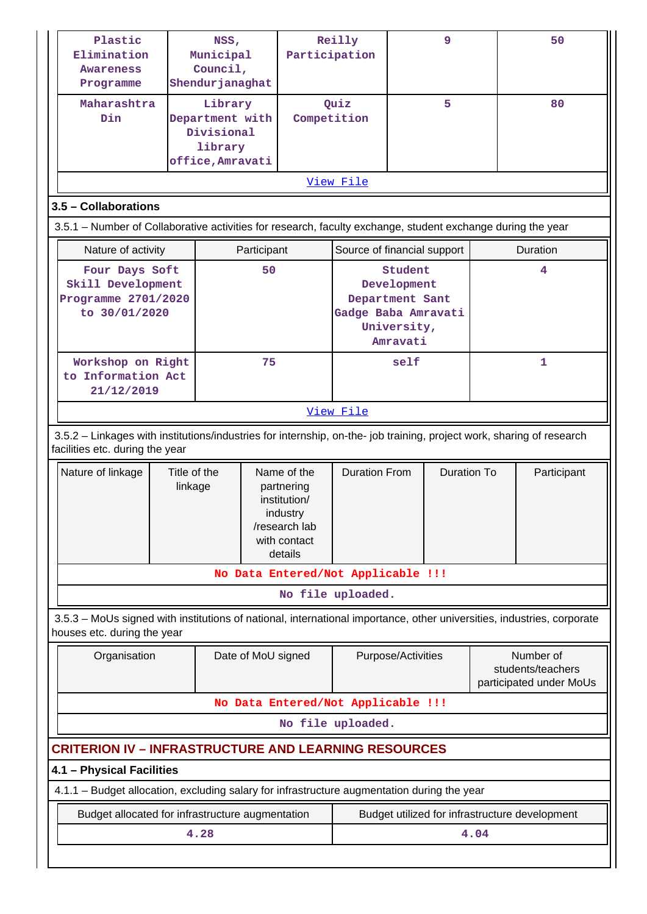| | | | | |
|---|---|---|---|---|
| Plastic Elimination Awareness Programme | NSS, Municipal Council, Shendurjanaghat | Reilly Participation | 9 | 50 |
| Maharashtra Din | Library Department with Divisional library office,Amravati | Quiz Competition | 5 | 80 |
| View File | | | | |

## 3.5 – Collaborations

3.5.1 – Number of Collaborative activities for research, faculty exchange, student exchange during the year

| Nature of activity | Participant | Source of financial support | Duration |
|---|---|---|---|
| Four Days Soft Skill Development Programme 2701/2020 to 30/01/2020 | 50 | Student Development Department Sant Gadge Baba Amravati University, Amravati | 4 |
| Workshop on Right to Information Act 21/12/2019 | 75 | self | 1 |
| View File | | | |

3.5.2 – Linkages with institutions/industries for internship, on-the- job training, project work, sharing of research facilities etc. during the year

| Nature of linkage | Title of the linkage | Name of the partnering institution/ industry /research lab with contact details | Duration From | Duration To | Participant |
|---|---|---|---|---|---|
| No Data Entered/Not Applicable !!! | | | | | |
| No file uploaded. | | | | | |

3.5.3 – MoUs signed with institutions of national, international importance, other universities, industries, corporate houses etc. during the year

| Organisation | Date of MoU signed | Purpose/Activities | Number of students/teachers participated under MoUs |
|---|---|---|---|
| No Data Entered/Not Applicable !!! | | | |
| No file uploaded. | | | |

## CRITERION IV – INFRASTRUCTURE AND LEARNING RESOURCES

### 4.1 – Physical Facilities

4.1.1 – Budget allocation, excluding salary for infrastructure augmentation during the year

| Budget allocated for infrastructure augmentation | Budget utilized for infrastructure development |
|---|---|
| 4.28 | 4.04 |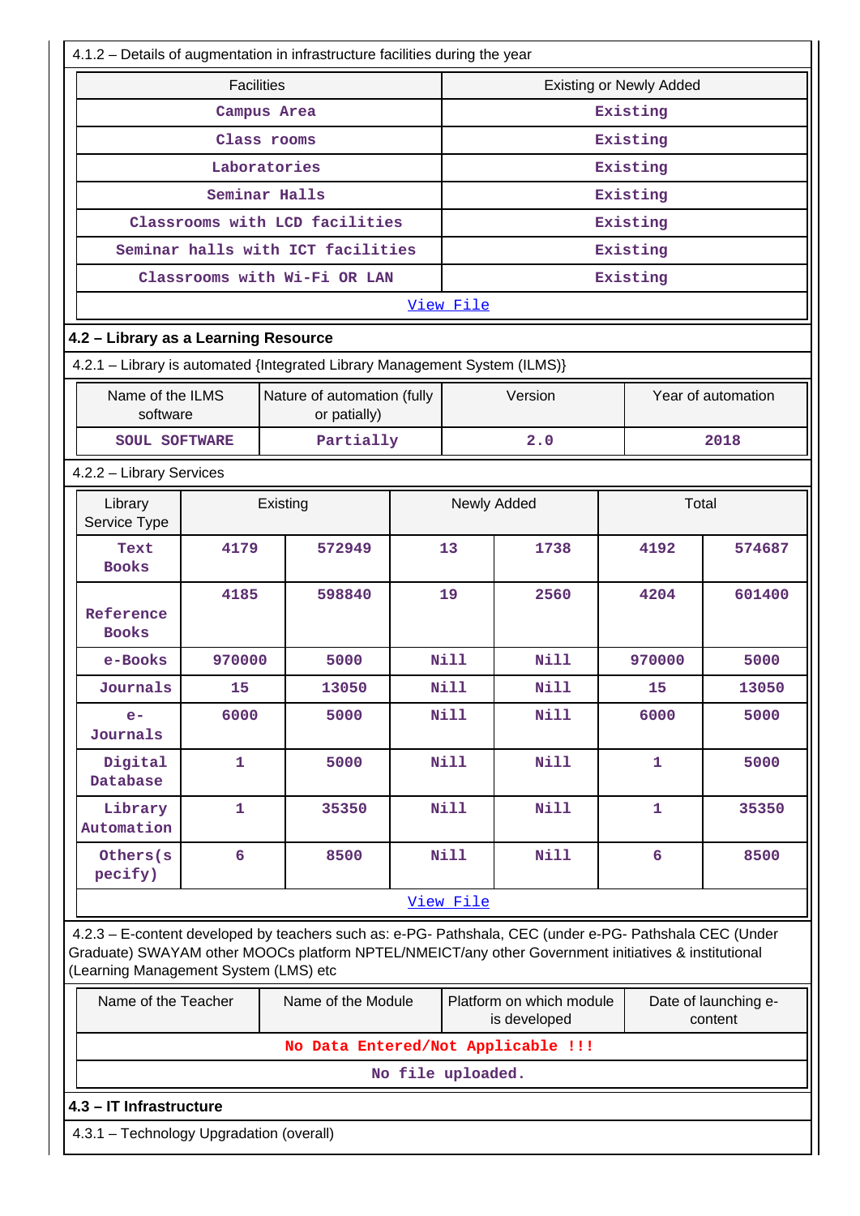4.1.2 – Details of augmentation in infrastructure facilities during the year

| Facilities | Existing or Newly Added |
|---|---|
| Campus Area | Existing |
| Class rooms | Existing |
| Laboratories | Existing |
| Seminar Halls | Existing |
| Classrooms with LCD facilities | Existing |
| Seminar halls with ICT facilities | Existing |
| Classrooms with Wi-Fi OR LAN | Existing |

View File

## 4.2 – Library as a Learning Resource

4.2.1 – Library is automated {Integrated Library Management System (ILMS)}

| Name of the ILMS software | Nature of automation (fully or patially) | Version | Year of automation |
|---|---|---|---|
| SOUL SOFTWARE | Partially | 2.0 | 2018 |

4.2.2 – Library Services

| Library Service Type | Existing | | Newly Added | | Total | |
|---|---|---|---|---|---|---|
| Text Books | 4179 | 572949 | 13 | 1738 | 4192 | 574687 |
| Reference Books | 4185 | 598840 | 19 | 2560 | 4204 | 601400 |
| e-Books | 970000 | 5000 | Nill | Nill | 970000 | 5000 |
| Journals | 15 | 13050 | Nill | Nill | 15 | 13050 |
| e-Journals | 6000 | 5000 | Nill | Nill | 6000 | 5000 |
| Digital Database | 1 | 5000 | Nill | Nill | 1 | 5000 |
| Library Automation | 1 | 35350 | Nill | Nill | 1 | 35350 |
| Others(specify) | 6 | 8500 | Nill | Nill | 6 | 8500 |

View File

4.2.3 – E-content developed by teachers such as: e-PG- Pathshala, CEC (under e-PG- Pathshala CEC (Under Graduate) SWAYAM other MOOCs platform NPTEL/NMEICT/any other Government initiatives & institutional (Learning Management System (LMS) etc

| Name of the Teacher | Name of the Module | Platform on which module is developed | Date of launching e-content |
|---|---|---|---|
| No Data Entered/Not Applicable !!! | | | |

No file uploaded.

## 4.3 – IT Infrastructure

4.3.1 – Technology Upgradation (overall)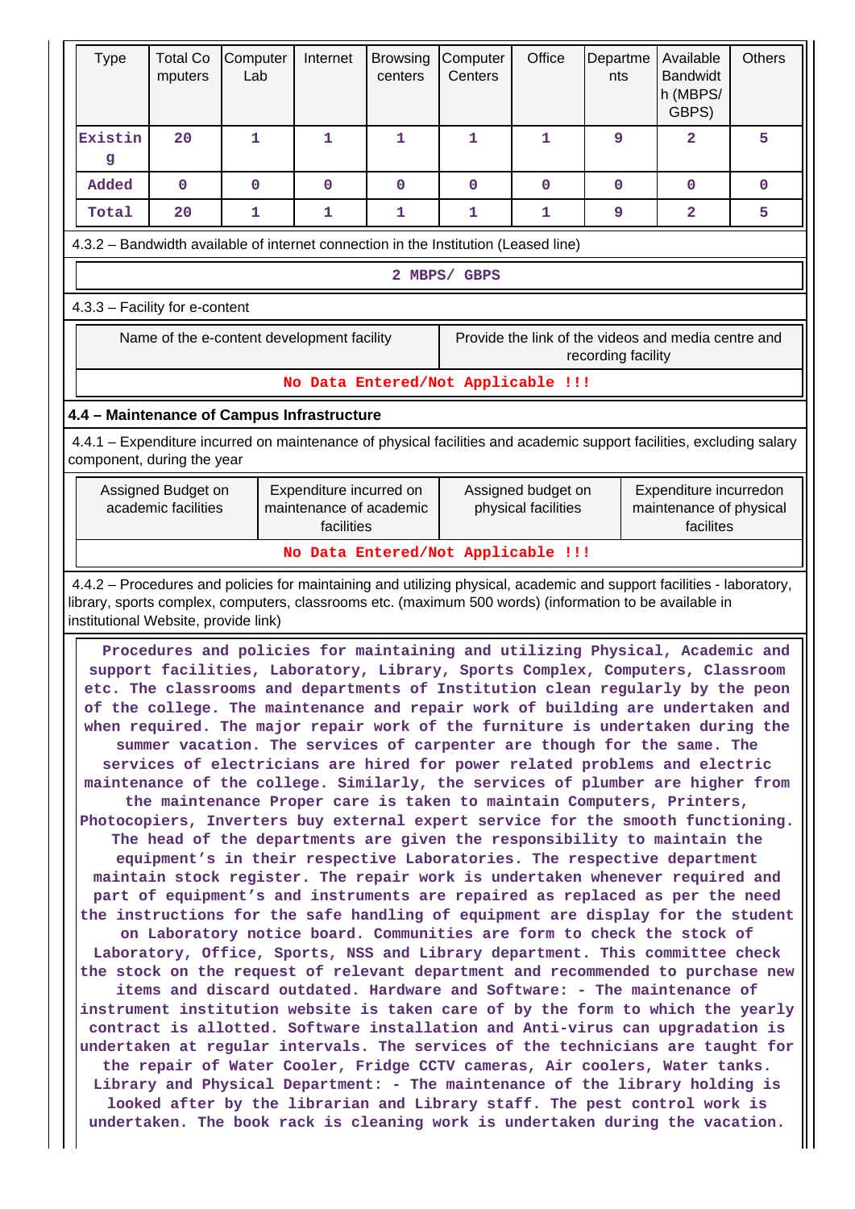| Type | Total Computers | Computer Lab | Internet | Browsing centers | Computer Centers | Office | Departments | Available Bandwidth (MBPS/ GBPS) | Others |
|---|---|---|---|---|---|---|---|---|---|
| Existing | 20 | 1 | 1 | 1 | 1 | 1 | 9 | 2 | 5 |
| Added | 0 | 0 | 0 | 0 | 0 | 0 | 0 | 0 | 0 |
| Total | 20 | 1 | 1 | 1 | 1 | 1 | 9 | 2 | 5 |

4.3.2 – Bandwidth available of internet connection in the Institution (Leased line)

2 MBPS/ GBPS

4.3.3 – Facility for e-content

| Name of the e-content development facility | Provide the link of the videos and media centre and recording facility |
|---|---|
| No Data Entered/Not Applicable !!! | |

**4.4 – Maintenance of Campus Infrastructure**

4.4.1 – Expenditure incurred on maintenance of physical facilities and academic support facilities, excluding salary component, during the year

| Assigned Budget on academic facilities | Expenditure incurred on maintenance of academic facilities | Assigned budget on physical facilities | Expenditure incurredon maintenance of physical facilites |
|---|---|---|---|
| No Data Entered/Not Applicable !!! | | | |

4.4.2 – Procedures and policies for maintaining and utilizing physical, academic and support facilities - laboratory, library, sports complex, computers, classrooms etc. (maximum 500 words) (information to be available in institutional Website, provide link)

Procedures and policies for maintaining and utilizing Physical, Academic and support facilities, Laboratory, Library, Sports Complex, Computers, Classroom etc. The classrooms and departments of Institution clean regularly by the peon of the college. The maintenance and repair work of building are undertaken and when required. The major repair work of the furniture is undertaken during the summer vacation. The services of carpenter are though for the same. The services of electricians are hired for power related problems and electric maintenance of the college. Similarly, the services of plumber are higher from the maintenance Proper care is taken to maintain Computers, Printers, Photocopiers, Inverters buy external expert service for the smooth functioning. The head of the departments are given the responsibility to maintain the equipment's in their respective Laboratories. The respective department maintain stock register. The repair work is undertaken whenever required and part of equipment's and instruments are repaired as replaced as per the need the instructions for the safe handling of equipment are display for the student on Laboratory notice board. Communities are form to check the stock of Laboratory, Office, Sports, NSS and Library department. This committee check the stock on the request of relevant department and recommended to purchase new items and discard outdated. Hardware and Software: - The maintenance of instrument institution website is taken care of by the form to which the yearly contract is allotted. Software installation and Anti-virus can upgradation is undertaken at regular intervals. The services of the technicians are taught for the repair of Water Cooler, Fridge CCTV cameras, Air coolers, Water tanks. Library and Physical Department: - The maintenance of the library holding is looked after by the librarian and Library staff. The pest control work is undertaken. The book rack is cleaning work is undertaken during the vacation.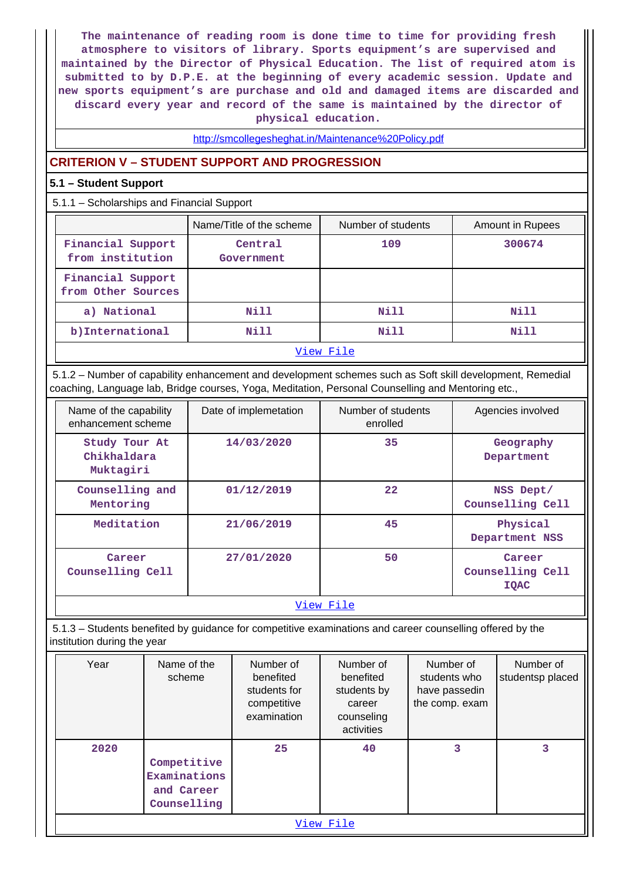The maintenance of reading room is done time to time for providing fresh atmosphere to visitors of library. Sports equipment's are supervised and maintained by the Director of Physical Education. The list of required atom is submitted to by D.P.E. at the beginning of every academic session. Update and new sports equipment's are purchase and old and damaged items are discarded and discard every year and record of the same is maintained by the director of physical education.

http://smcollegesheghat.in/Maintenance%20Policy.pdf

## CRITERION V – STUDENT SUPPORT AND PROGRESSION

### 5.1 – Student Support

5.1.1 – Scholarships and Financial Support

| | Name/Title of the scheme | Number of students | Amount in Rupees |
|---|---|---|---|
| Financial Support from institution | Central Government | 109 | 300674 |
| Financial Support from Other Sources | | | |
| a) National | Nill | Nill | Nill |
| b)International | Nill | Nill | Nill |

View File

5.1.2 – Number of capability enhancement and development schemes such as Soft skill development, Remedial coaching, Language lab, Bridge courses, Yoga, Meditation, Personal Counselling and Mentoring etc.,

| Name of the capability enhancement scheme | Date of implemetation | Number of students enrolled | Agencies involved |
|---|---|---|---|
| Study Tour At Chikhaldara Muktagiri | 14/03/2020 | 35 | Geography Department |
| Counselling and Mentoring | 01/12/2019 | 22 | NSS Dept/ Counselling Cell |
| Meditation | 21/06/2019 | 45 | Physical Department NSS |
| Career Counselling Cell | 27/01/2020 | 50 | Career Counselling Cell IQAC |

View File

5.1.3 – Students benefited by guidance for competitive examinations and career counselling offered by the institution during the year

| Year | Name of the scheme | Number of benefited students for competitive examination | Number of benefited students by career counseling activities | Number of students who have passedin the comp. exam | Number of studentsp placed |
|---|---|---|---|---|---|
| 2020 | Competitive Examinations and Career Counselling | 25 | 40 | 3 | 3 |

View File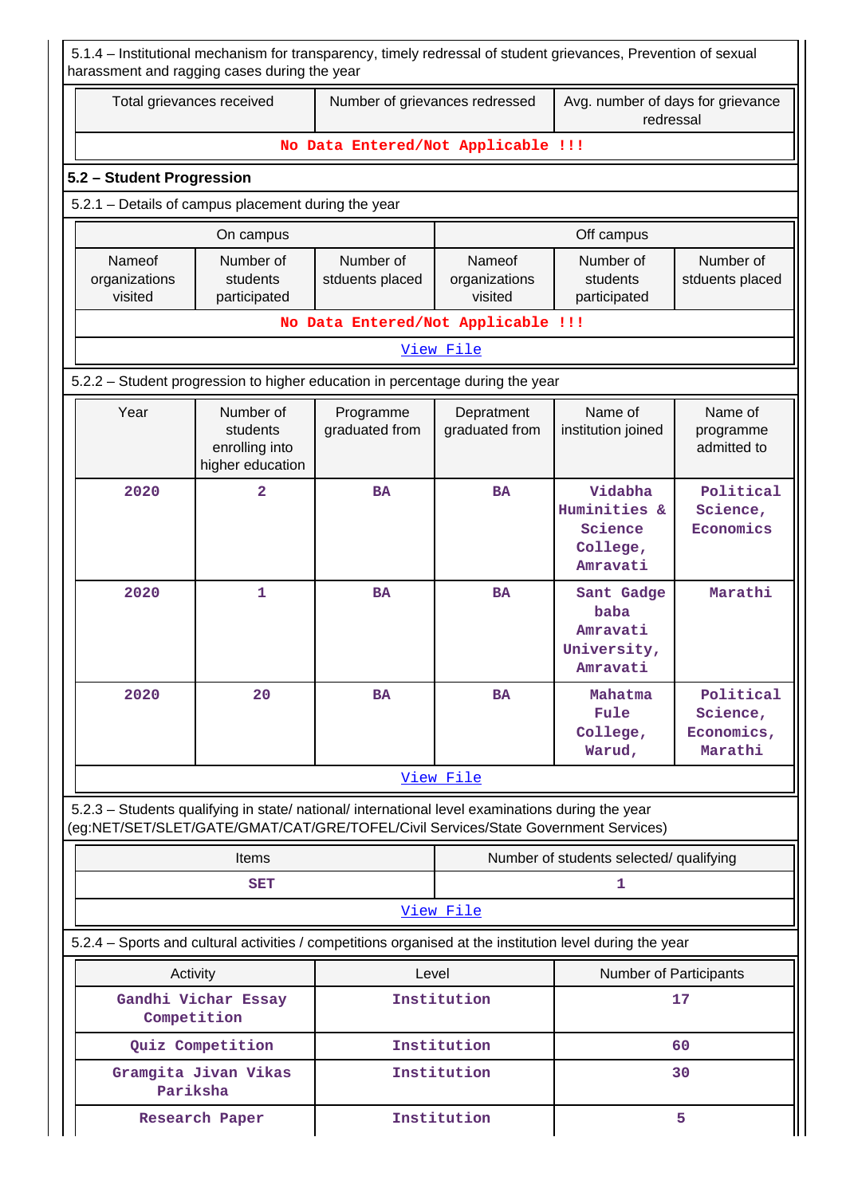5.1.4 – Institutional mechanism for transparency, timely redressal of student grievances, Prevention of sexual harassment and ragging cases during the year

| Total grievances received | Number of grievances redressed | Avg. number of days for grievance redressal |
|---|---|---|
| No Data Entered/Not Applicable !!! | | |

## 5.2 – Student Progression

5.2.1 – Details of campus placement during the year

| On campus | | | Off campus | | |
|---|---|---|---|---|---|
| Nameof organizations visited | Number of students participated | Number of stduents placed | Nameof organizations visited | Number of students participated | Number of stduents placed |
| No Data Entered/Not Applicable !!! | | | | | |
| View File | | | | | |

5.2.2 – Student progression to higher education in percentage during the year

| Year | Number of students enrolling into higher education | Programme graduated from | Depratment graduated from | Name of institution joined | Name of programme admitted to |
|---|---|---|---|---|---|
| 2020 | 2 | BA | BA | Vidabha Huminities & Science College, Amravati | Political Science, Economics |
| 2020 | 1 | BA | BA | Sant Gadge baba Amravati University, Amravati | Marathi |
| 2020 | 20 | BA | BA | Mahatma Fule College, Warud, | Political Science, Economics, Marathi |
| View File | | | | | |

5.2.3 – Students qualifying in state/ national/ international level examinations during the year (eg:NET/SET/SLET/GATE/GMAT/CAT/GRE/TOFEL/Civil Services/State Government Services)

| Items | Number of students selected/ qualifying |
|---|---|
| SET | 1 |
| View File | |

5.2.4 – Sports and cultural activities / competitions organised at the institution level during the year

| Activity | Level | Number of Participants |
|---|---|---|
| Gandhi Vichar Essay Competition | Institution | 17 |
| Quiz Competition | Institution | 60 |
| Gramgita Jivan Vikas Pariksha | Institution | 30 |
| Research Paper | Institution | 5 |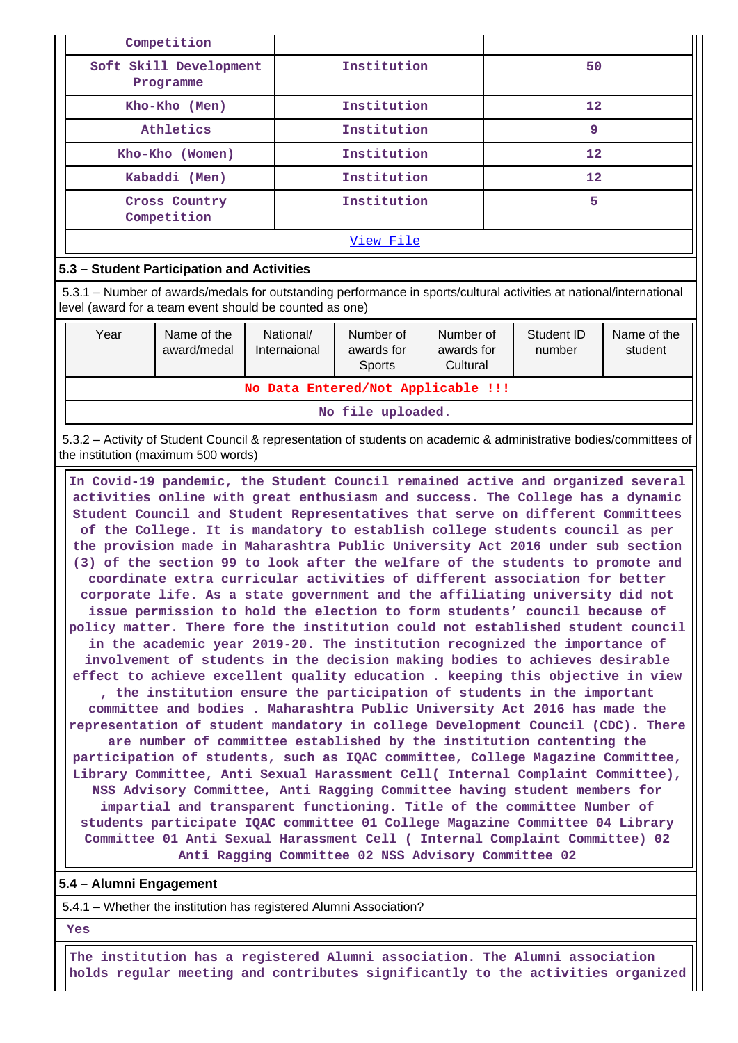| Competition | | |
|---|---|---|
| Soft Skill Development Programme | Institution | 50 |
| Kho-Kho (Men) | Institution | 12 |
| Athletics | Institution | 9 |
| Kho-Kho (Women) | Institution | 12 |
| Kabaddi (Men) | Institution | 12 |
| Cross Country Competition | Institution | 5 |

View File

### 5.3 – Student Participation and Activities

5.3.1 – Number of awards/medals for outstanding performance in sports/cultural activities at national/international level (award for a team event should be counted as one)

| Year | Name of the award/medal | National/ Internaional | Number of awards for Sports | Number of awards for Cultural | Student ID number | Name of the student |
|---|---|---|---|---|---|---|
| No Data Entered/Not Applicable !!! | | | | | | |

No file uploaded.

5.3.2 – Activity of Student Council & representation of students on academic & administrative bodies/committees of the institution (maximum 500 words)

In Covid-19 pandemic, the Student Council remained active and organized several activities online with great enthusiasm and success. The College has a dynamic Student Council and Student Representatives that serve on different Committees of the College. It is mandatory to establish college students council as per the provision made in Maharashtra Public University Act 2016 under sub section (3) of the section 99 to look after the welfare of the students to promote and coordinate extra curricular activities of different association for better corporate life. As a state government and the affiliating university did not issue permission to hold the election to form students' council because of policy matter. There fore the institution could not established student council in the academic year 2019-20. The institution recognized the importance of involvement of students in the decision making bodies to achieves desirable effect to achieve excellent quality education . keeping this objective in view , the institution ensure the participation of students in the important committee and bodies . Maharashtra Public University Act 2016 has made the representation of student mandatory in college Student Development Council (CDC). There are number of committee established by the institution contenting the participation of students, such as IQAC committee, College Magazine Committee, Library Committee, Anti Sexual Harassment Cell( Internal Complaint Committee), NSS Advisory Committee, Anti Ragging Committee having student members for impartial and transparent functioning. Title of the committee Number of students participate IQAC committee 01 College Magazine Committee 04 Library Committee 01 Anti Sexual Harassment Cell ( Internal Complaint Committee) 02 Anti Ragging Committee 02 NSS Advisory Committee 02

### 5.4 – Alumni Engagement

5.4.1 – Whether the institution has registered Alumni Association?

Yes

The institution has a registered Alumni association. The Alumni association holds regular meeting and contributes significantly to the activities organized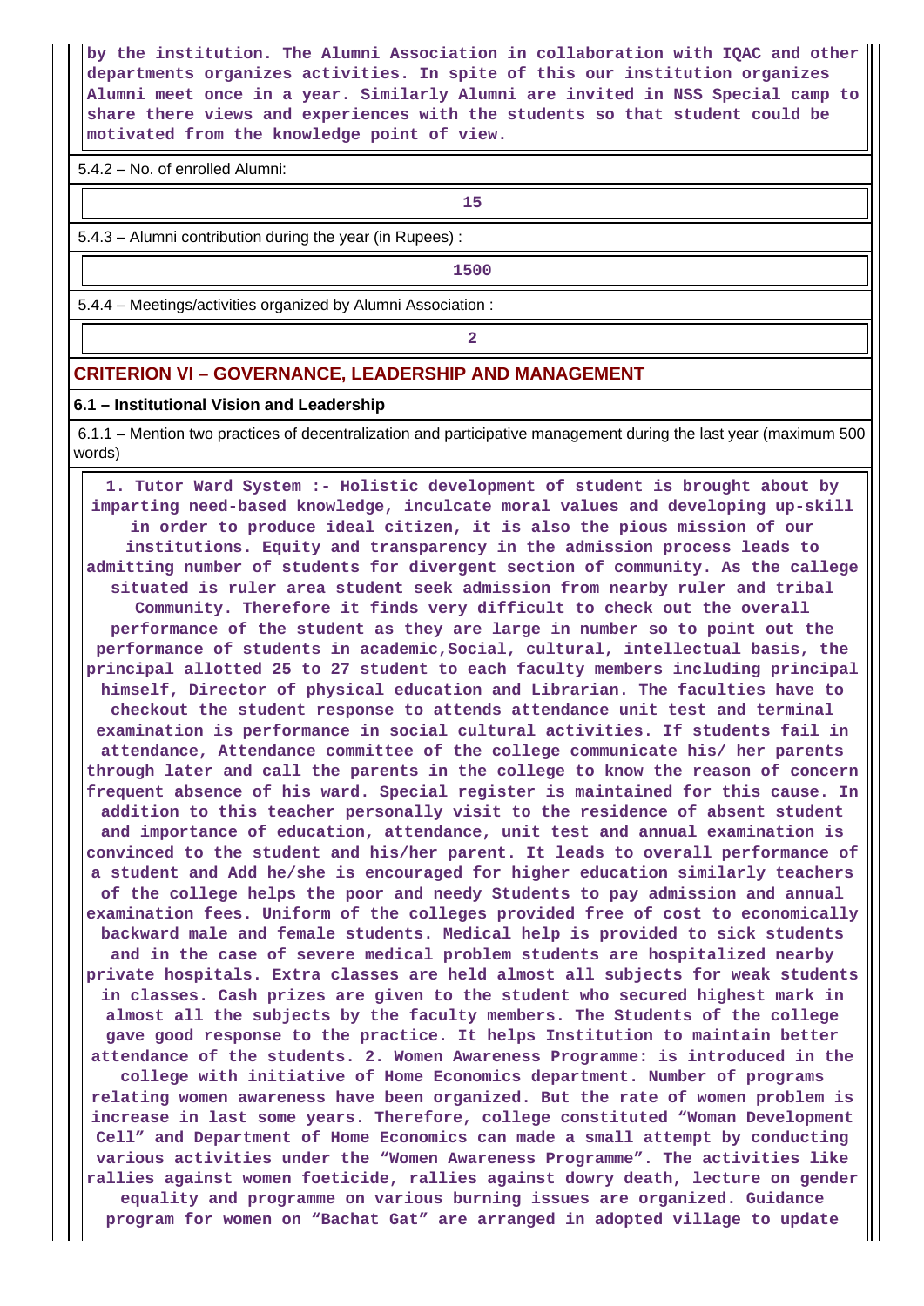**by the institution. The Alumni Association in collaboration with IQAC and other departments organizes activities. In spite of this our institution organizes Alumni meet once in a year. Similarly Alumni are invited in NSS Special camp to share there views and experiences with the students so that student could be motivated from the knowledge point of view.**

5.4.2 – No. of enrolled Alumni:

**15**

5.4.3 – Alumni contribution during the year (in Rupees) :

**1500**

5.4.4 – Meetings/activities organized by Alumni Association :

**2**

## CRITERION VI – GOVERNANCE, LEADERSHIP AND MANAGEMENT

### 6.1 – Institutional Vision and Leadership

6.1.1 – Mention two practices of decentralization and participative management during the last year (maximum 500 words)

**1. Tutor Ward System :- Holistic development of student is brought about by imparting need-based knowledge, inculcate moral values and developing up-skill in order to produce ideal citizen, it is also the pious mission of our institutions. Equity and transparency in the admission process leads to admitting number of students for divergent section of community. As the callege situated is ruler area student seek admission from nearby ruler and tribal Community. Therefore it finds very difficult to check out the overall performance of the student as they are large in number so to point out the performance of students in academic,Social, cultural, intellectual basis, the principal allotted 25 to 27 student to each faculty members including principal himself, Director of physical education and Librarian. The faculties have to checkout the student response to attends attendance unit test and terminal examination is performance in social cultural activities. If students fail in attendance, Attendance committee of the college communicate his/ her parents through later and call the parents in the college to know the reason of concern frequent absence of his ward. Special register is maintained for this cause. In addition to this teacher personally visit to the residence of absent student and importance of education, attendance, unit test and annual examination is convinced to the student and his/her parent. It leads to overall performance of a student and Add he/she is encouraged for higher education similarly teachers of the college helps the poor and needy Students to pay admission and annual examination fees. Uniform of the colleges provided free of cost to economically backward male and female students. Medical help is provided to sick students and in the case of severe medical problem students are hospitalized nearby private hospitals. Extra classes are held almost all subjects for weak students in classes. Cash prizes are given to the student who secured highest mark in almost all the subjects by the faculty members. The Students of the college gave good response to the practice. It helps Institution to maintain better attendance of the students. 2. Women Awareness Programme: is introduced in the college with initiative of Home Economics department. Number of programs relating women awareness have been organized. But the rate of women problem is increase in last some years. Therefore, college constituted “Woman Development Cell” and Department of Home Economics can made a small attempt by conducting various activities under the “Women Awareness Programme”. The activities like rallies against women foeticide, rallies against dowry death, lecture on gender equality and programme on various burning issues are organized. Guidance program for women on “Bachat Gat” are arranged in adopted village to update**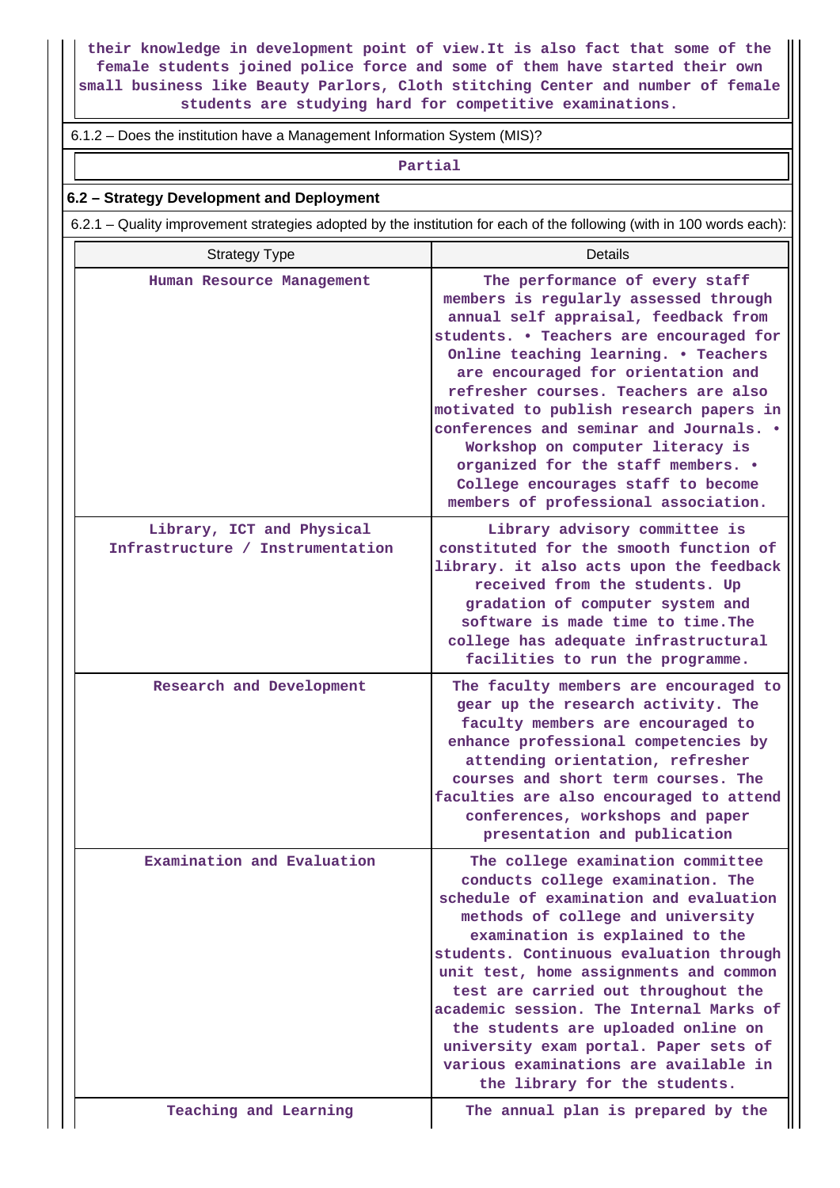their knowledge in development point of view.It is also fact that some of the female students joined police force and some of them have started their own small business like Beauty Parlors, Cloth stitching Center and number of female students are studying hard for competitive examinations.

6.1.2 – Does the institution have a Management Information System (MIS)?

Partial

### 6.2 – Strategy Development and Deployment

6.2.1 – Quality improvement strategies adopted by the institution for each of the following (with in 100 words each):

| Strategy Type | Details |
|---|---|
| Human Resource Management | The performance of every staff members is regularly assessed through annual self appraisal, feedback from students. • Teachers are encouraged for Online teaching learning. • Teachers are encouraged for orientation and refresher courses. Teachers are also motivated to publish research papers in conferences and seminar and Journals. • Workshop on computer literacy is organized for the staff members. • College encourages staff to become members of professional association. |
| Library, ICT and Physical Infrastructure / Instrumentation | Library advisory committee is constituted for the smooth function of library. it also acts upon the feedback received from the students. Up gradation of computer system and software is made time to time.The college has adequate infrastructural facilities to run the programme. |
| Research and Development | The faculty members are encouraged to gear up the research activity. The faculty members are encouraged to enhance professional competencies by attending orientation, refresher courses and short term courses. The faculties are also encouraged to attend conferences, workshops and paper presentation and publication |
| Examination and Evaluation | The college examination committee conducts college examination. The schedule of examination and evaluation methods of college and university examination is explained to the students. Continuous evaluation through unit test, home assignments and common test are carried out throughout the academic session. The Internal Marks of the students are uploaded online on university exam portal. Paper sets of various examinations are available in the library for the students. |
| Teaching and Learning | The annual plan is prepared by the |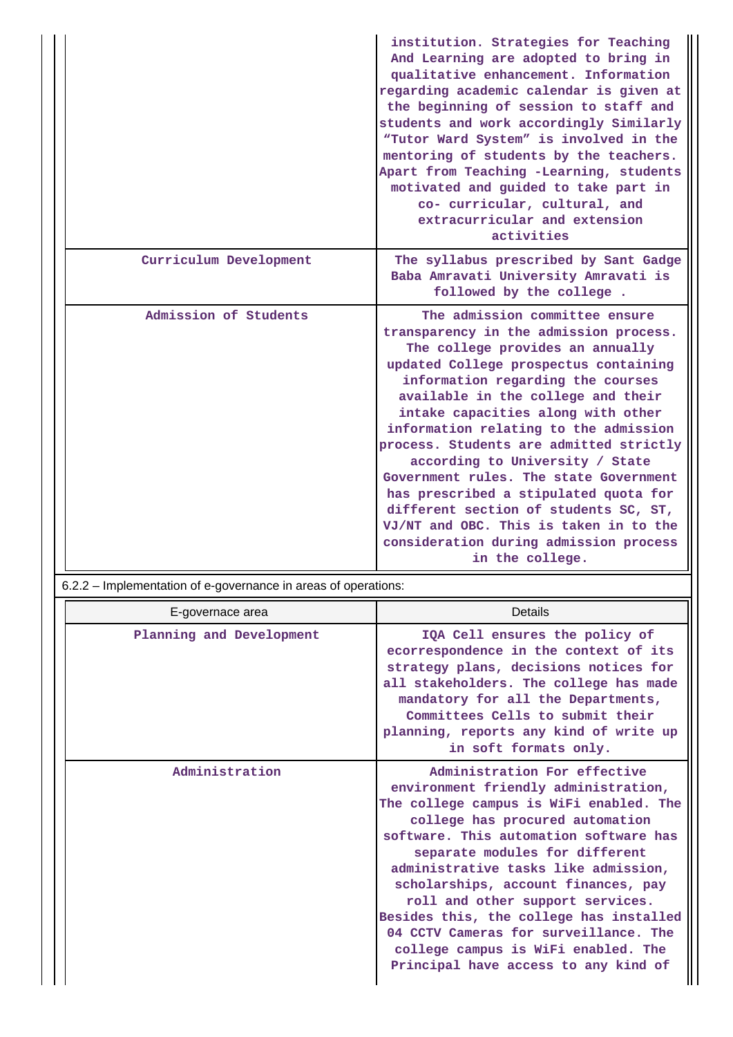| | |
|---|---|
| | institution. Strategies for Teaching And Learning are adopted to bring in qualitative enhancement. Information regarding academic calendar is given at the beginning of session to staff and students and work accordingly Similarly "Tutor Ward System" is involved in the mentoring of students by the teachers. Apart from Teaching -Learning, students motivated and guided to take part in co- curricular, cultural, and extracurricular and extension activities |
| Curriculum Development | The syllabus prescribed by Sant Gadge Baba Amravati University Amravati is followed by the college . |
| Admission of Students | The admission committee ensure transparency in the admission process. The college provides an annually updated College prospectus containing information regarding the courses available in the college and their intake capacities along with other information relating to the admission process. Students are admitted strictly according to University / State Government rules. The state Government has prescribed a stipulated quota for different section of students SC, ST, VJ/NT and OBC. This is taken in to the consideration during admission process in the college. |

6.2.2 – Implementation of e-governance in areas of operations:

| E-governace area | Details |
|---|---|
| Planning and Development | IQA Cell ensures the policy of ecorrespondence in the context of its strategy plans, decisions notices for all stakeholders. The college has made mandatory for all the Departments, Committees Cells to submit their planning, reports any kind of write up in soft formats only. |
| Administration | Administration For effective environment friendly administration, The college campus is WiFi enabled. The college has procured automation software. This automation software has separate modules for different administrative tasks like admission, scholarships, account finances, pay roll and other support services. Besides this, the college has installed 04 CCTV Cameras for surveillance. The college campus is WiFi enabled. The Principal have access to any kind of |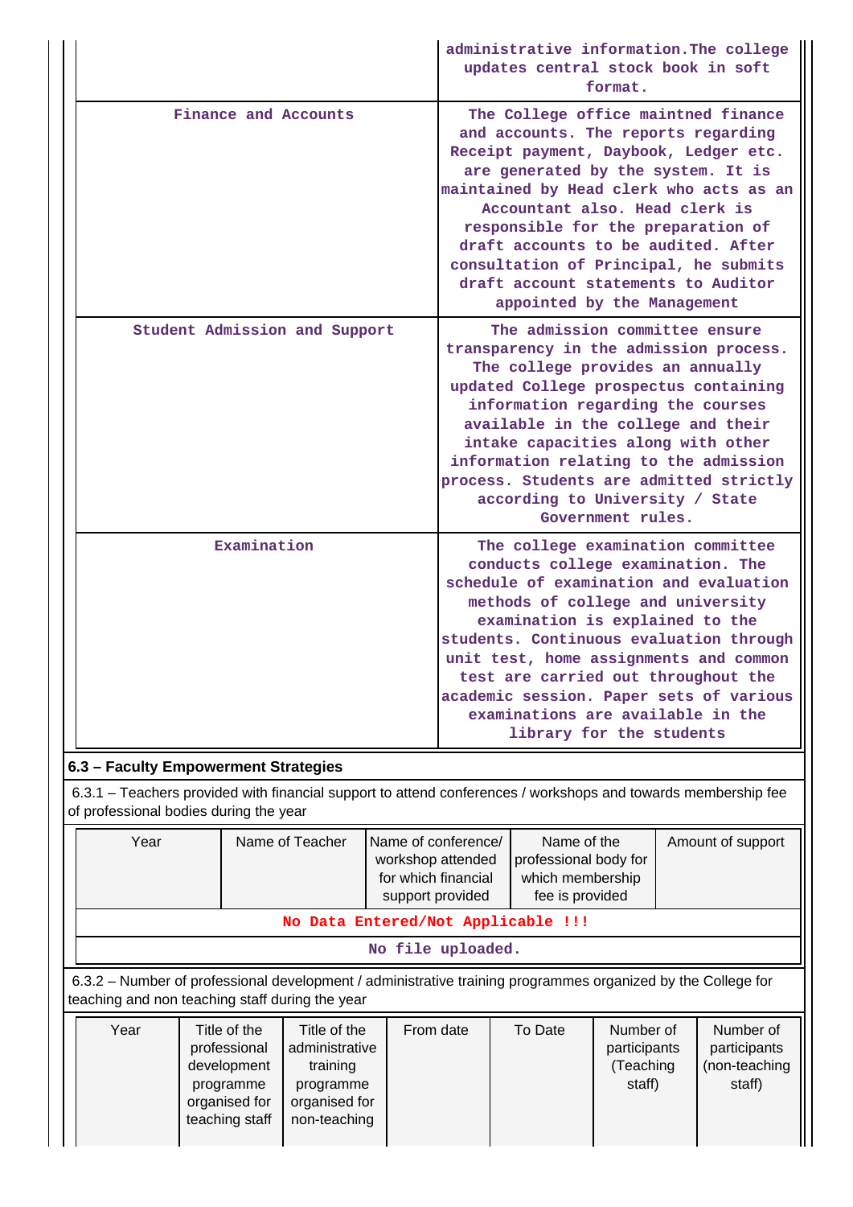| | |
|---|---|
| | administrative information.The college updates central stock book in soft format. |
| Finance and Accounts | The College office maintned finance and accounts. The reports regarding Receipt payment, Daybook, Ledger etc. are generated by the system. It is maintained by Head clerk who acts as an Accountant also. Head clerk is responsible for the preparation of draft accounts to be audited. After consultation of Principal, he submits draft account statements to Auditor appointed by the Management |
| Student Admission and Support | The admission committee ensure transparency in the admission process. The college provides an annually updated College prospectus containing information regarding the courses available in the college and their intake capacities along with other information relating to the admission process. Students are admitted strictly according to University / State Government rules. |
| Examination | The college examination committee conducts college examination. The schedule of examination and evaluation methods of college and university examination is explained to the students. Continuous evaluation through unit test, home assignments and common test are carried out throughout the academic session. Paper sets of various examinations are available in the library for the students |

### 6.3 – Faculty Empowerment Strategies

6.3.1 – Teachers provided with financial support to attend conferences / workshops and towards membership fee of professional bodies during the year

| Year | Name of Teacher | Name of conference/ workshop attended for which financial support provided | Name of the professional body for which membership fee is provided | Amount of support |
|---|---|---|---|---|
| No Data Entered/Not Applicable !!! | | | | |
| No file uploaded. | | | | |

6.3.2 – Number of professional development / administrative training programmes organized by the College for teaching and non teaching staff during the year

| Year | Title of the professional development programme organised for teaching staff | Title of the administrative training programme organised for non-teaching | From date | To Date | Number of participants (Teaching staff) | Number of participants (non-teaching staff) |
|---|---|---|---|---|---|---|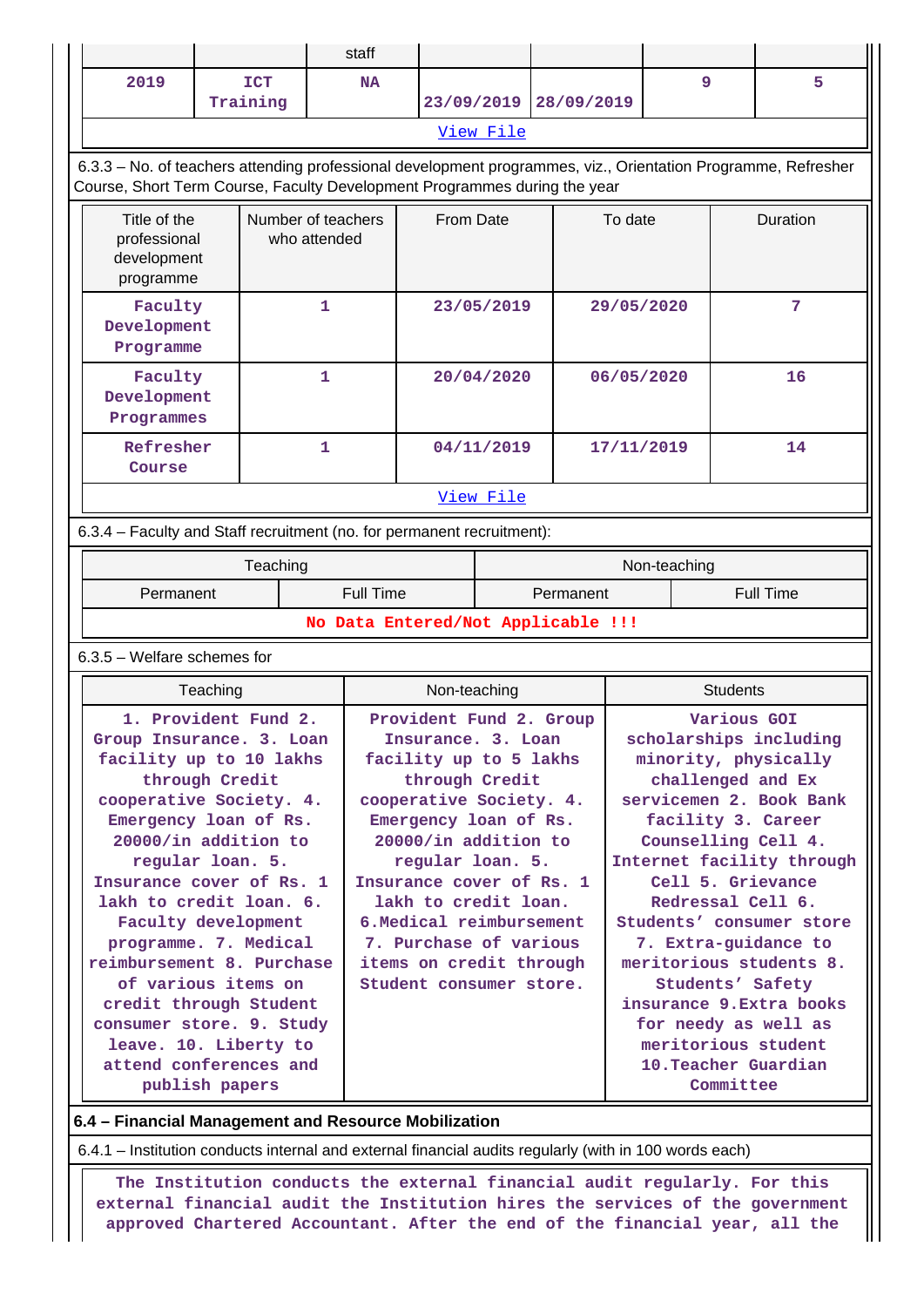| | | staff | | | | |
|---|---|---|---|---|---|---|
| 2019 | ICT Training | NA | 23/09/2019 | 28/09/2019 | 9 | 5 |
| View File | | | | | | |

6.3.3 – No. of teachers attending professional development programmes, viz., Orientation Programme, Refresher Course, Short Term Course, Faculty Development Programmes during the year

| Title of the professional development programme | Number of teachers who attended | From Date | To date | Duration |
|---|---|---|---|---|
| Faculty Development Programme | 1 | 23/05/2019 | 29/05/2020 | 7 |
| Faculty Development Programmes | 1 | 20/04/2020 | 06/05/2020 | 16 |
| Refresher Course | 1 | 04/11/2019 | 17/11/2019 | 14 |
| View File | | | | |

6.3.4 – Faculty and Staff recruitment (no. for permanent recruitment):

| Teaching | | Non-teaching | |
|---|---|---|---|
| Permanent | Full Time | Permanent | Full Time |
| No Data Entered/Not Applicable !!! | | | |

6.3.5 – Welfare schemes for

| Teaching | Non-teaching | Students |
|---|---|---|
| 1. Provident Fund 2. Group Insurance. 3. Loan facility up to 10 lakhs through Credit cooperative Society. 4. Emergency loan of Rs. 20000/in addition to regular loan. 5. Insurance cover of Rs. 1 lakh to credit loan. 6. Faculty development programme. 7. Medical reimbursement 8. Purchase of various items on credit through Student consumer store. 9. Study leave. 10. Liberty to attend conferences and publish papers | Provident Fund 2. Group Insurance. 3. Loan facility up to 5 lakhs through Credit cooperative Society. 4. Emergency loan of Rs. 20000/in addition to regular loan. 5. Insurance cover of Rs. 1 lakh to credit loan. 6.Medical reimbursement 7. Purchase of various items on credit through Student consumer store. | Various GOI scholarships including minority, physically challenged and Ex servicemen 2. Book Bank facility 3. Career Counselling Cell 4. Internet facility through Cell 5. Grievance Redressal Cell 6. Students' consumer store 7. Extra-guidance to meritorious students 8. Students' Safety insurance 9.Extra books for needy as well as meritorious student 10.Teacher Guardian Committee |

**6.4 – Financial Management and Resource Mobilization**

6.4.1 – Institution conducts internal and external financial audits regularly (with in 100 words each)

The Institution conducts the external financial audit regularly. For this external financial audit the Institution hires the services of the government approved Chartered Accountant. After the end of the financial year, all the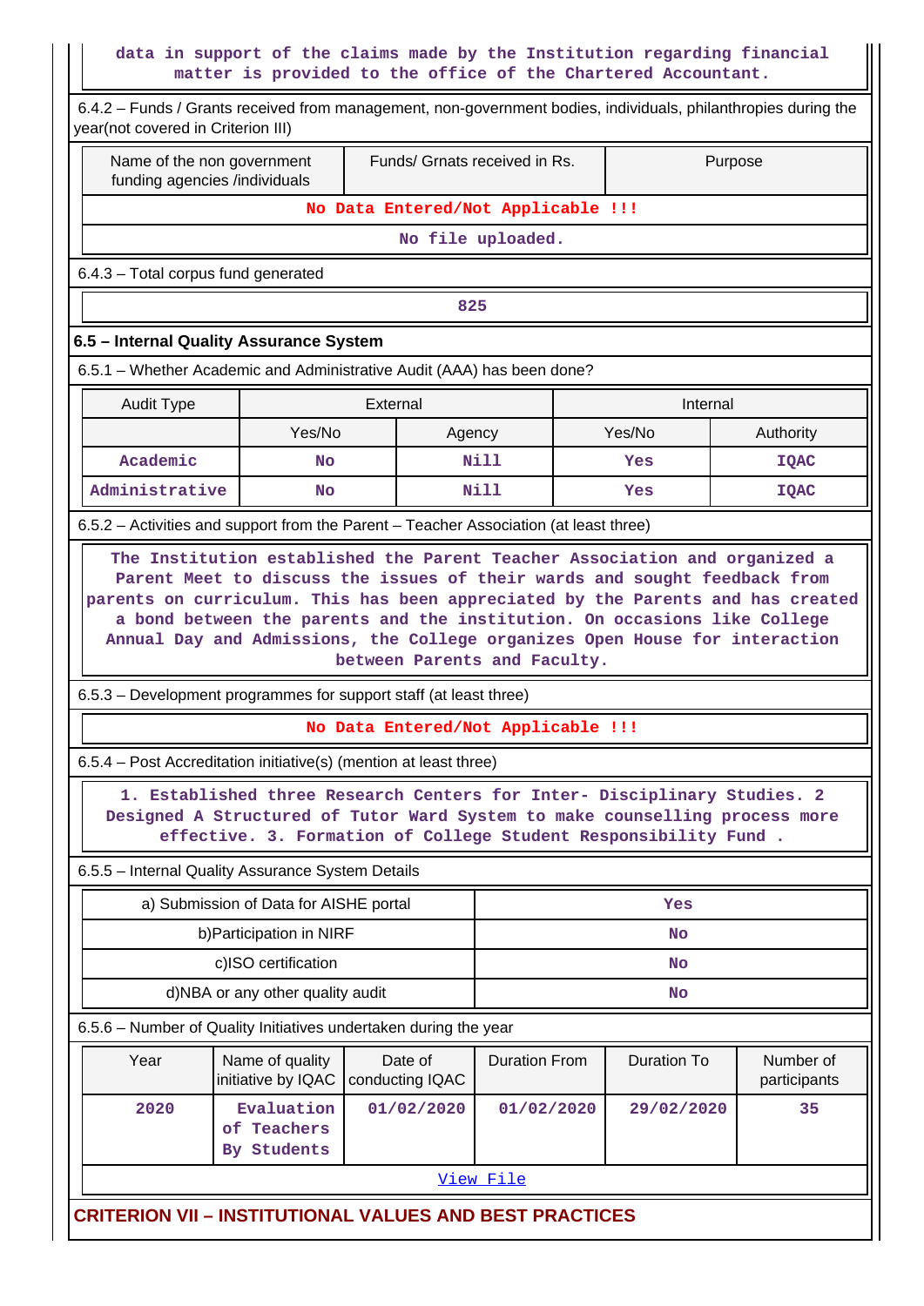data in support of the claims made by the Institution regarding financial matter is provided to the office of the Chartered Accountant.

6.4.2 – Funds / Grants received from management, non-government bodies, individuals, philanthropies during the year(not covered in Criterion III)

| Name of the non government funding agencies /individuals | Funds/ Grnats received in Rs. | Purpose |
|---|---|---|
| No Data Entered/Not Applicable !!! | | |

No file uploaded.

6.4.3 – Total corpus fund generated

825

### 6.5 – Internal Quality Assurance System

6.5.1 – Whether Academic and Administrative Audit (AAA) has been done?

| Audit Type | External | | Internal | |
|---|---|---|---|---|
| | Yes/No | Agency | Yes/No | Authority |
| Academic | No | Nill | Yes | IQAC |
| Administrative | No | Nill | Yes | IQAC |

6.5.2 – Activities and support from the Parent – Teacher Association (at least three)

The Institution established the Parent Teacher Association and organized a Parent Meet to discuss the issues of their wards and sought feedback from parents on curriculum. This has been appreciated by the Parents and has created a bond between the parents and the institution. On occasions like College Annual Day and Admissions, the College organizes Open House for interaction between Parents and Faculty.

6.5.3 – Development programmes for support staff (at least three)

No Data Entered/Not Applicable !!!

6.5.4 – Post Accreditation initiative(s) (mention at least three)

1. Established three Research Centers for Inter- Disciplinary Studies. 2 Designed A Structured of Tutor Ward System to make counselling process more effective. 3. Formation of College Student Responsibility Fund .

6.5.5 – Internal Quality Assurance System Details

| | |
|---|---|
| a) Submission of Data for AISHE portal | Yes |
| b)Participation in NIRF | No |
| c)ISO certification | No |
| d)NBA or any other quality audit | No |

6.5.6 – Number of Quality Initiatives undertaken during the year

| Year | Name of quality initiative by IQAC | Date of conducting IQAC | Duration From | Duration To | Number of participants |
|---|---|---|---|---|---|
| 2020 | Evaluation of Teachers By Students | 01/02/2020 | 01/02/2020 | 29/02/2020 | 35 |

View File

## CRITERION VII – INSTITUTIONAL VALUES AND BEST PRACTICES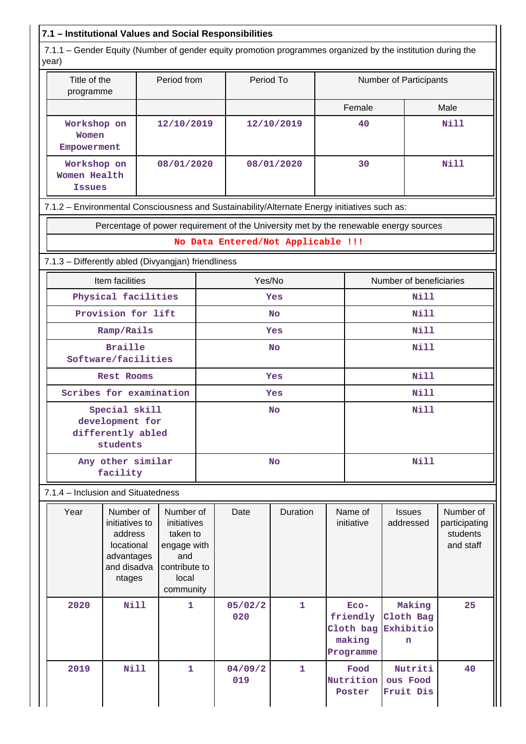### 7.1 – Institutional Values and Social Responsibilities

7.1.1 – Gender Equity (Number of gender equity promotion programmes organized by the institution during the year)

| Title of the programme | Period from | Period To | Number of Participants | |
|---|---|---|---|---|
| | | | Female | Male |
| Workshop on Women Empowerment | 12/10/2019 | 12/10/2019 | 40 | Nill |
| Workshop on Women Health Issues | 08/01/2020 | 08/01/2020 | 30 | Nill |

7.1.2 – Environmental Consciousness and Sustainability/Alternate Energy initiatives such as:

| Percentage of power requirement of the University met by the renewable energy sources |
|---|
| No Data Entered/Not Applicable !!! |

7.1.3 – Differently abled (Divyangjan) friendliness

| Item facilities | Yes/No | Number of beneficiaries |
|---|---|---|
| Physical facilities | Yes | Nill |
| Provision for lift | No | Nill |
| Ramp/Rails | Yes | Nill |
| Braille Software/facilities | No | Nill |
| Rest Rooms | Yes | Nill |
| Scribes for examination | Yes | Nill |
| Special skill development for differently abled students | No | Nill |
| Any other similar facility | No | Nill |

7.1.4 – Inclusion and Situatedness

| Year | Number of initiatives to address locational advantages and disadvantages | Number of initiatives taken to engage with and contribute to local community | Date | Duration | Name of initiative | Issues addressed | Number of participating students and staff |
|---|---|---|---|---|---|---|---|
| 2020 | Nill | 1 | 05/02/2020 | 1 | Eco-friendly Cloth bag making Programme | Making Cloth Bag Exhibition | 25 |
| 2019 | Nill | 1 | 04/09/2019 | 1 | Food Nutrition Poster | Nutritious Food Fruit Dis | 40 |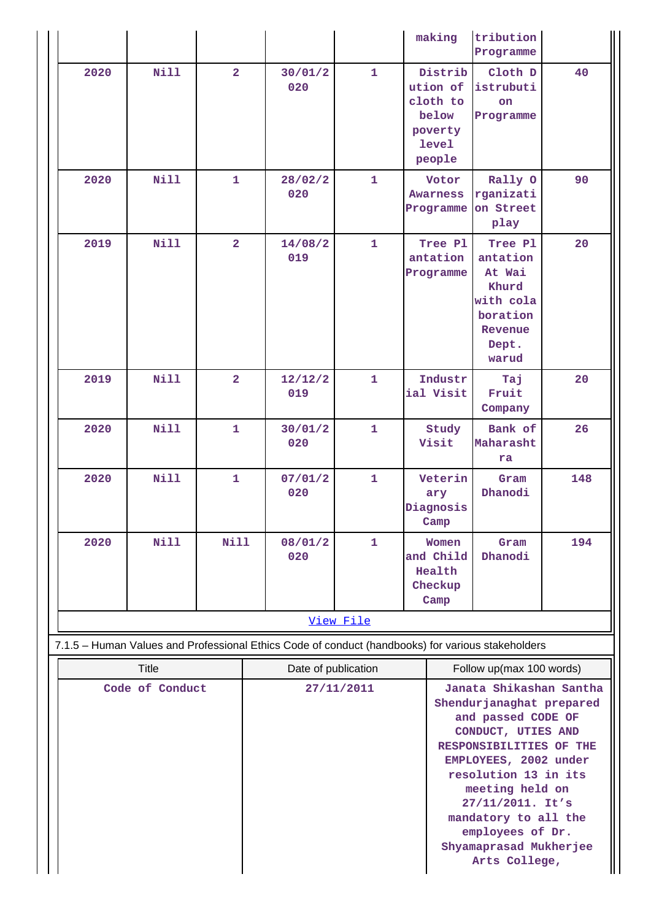| | | | | | making | tribution Programme | |
|---|---|---|---|---|---|---|---|
| 2020 | Nill | 2 | 30/01/2020 | 1 | Distribution of cloth to below poverty level people | Cloth Distrubution Programme | 40 |
| 2020 | Nill | 1 | 28/02/2020 | 1 | Votor Awarness Programme | Rally Organization Street play | 90 |
| 2019 | Nill | 2 | 14/08/2019 | 1 | Tree Plantation Programme | Tree Plantation At Wai Khurd with colaboration Revenue Dept. warud | 20 |
| 2019 | Nill | 2 | 12/12/2019 | 1 | Industrial Visit | Taj Fruit Company | 20 |
| 2020 | Nill | 1 | 30/01/2020 | 1 | Study Visit | Bank of Maharashtra | 26 |
| 2020 | Nill | 1 | 07/01/2020 | 1 | Veterinary Diagnosis Camp | Gram Dhanodi | 148 |
| 2020 | Nill | Nill | 08/01/2020 | 1 | Women and Child Health Checkup Camp | Gram Dhanodi | 194 |

View File

7.1.5 – Human Values and Professional Ethics Code of conduct (handbooks) for various stakeholders

| Title | Date of publication | Follow up(max 100 words) |
|---|---|---|
| Code of Conduct | 27/11/2011 | Janata Shikashan Santha Shendurjanaghat prepared and passed CODE OF CONDUCT, UTIES AND RESPONSIBILITIES OF THE EMPLOYEES, 2002 under resolution 13 in its meeting held on 27/11/2011. It's mandatory to all the employees of Dr. Shyamaprasad Mukherjee Arts College, |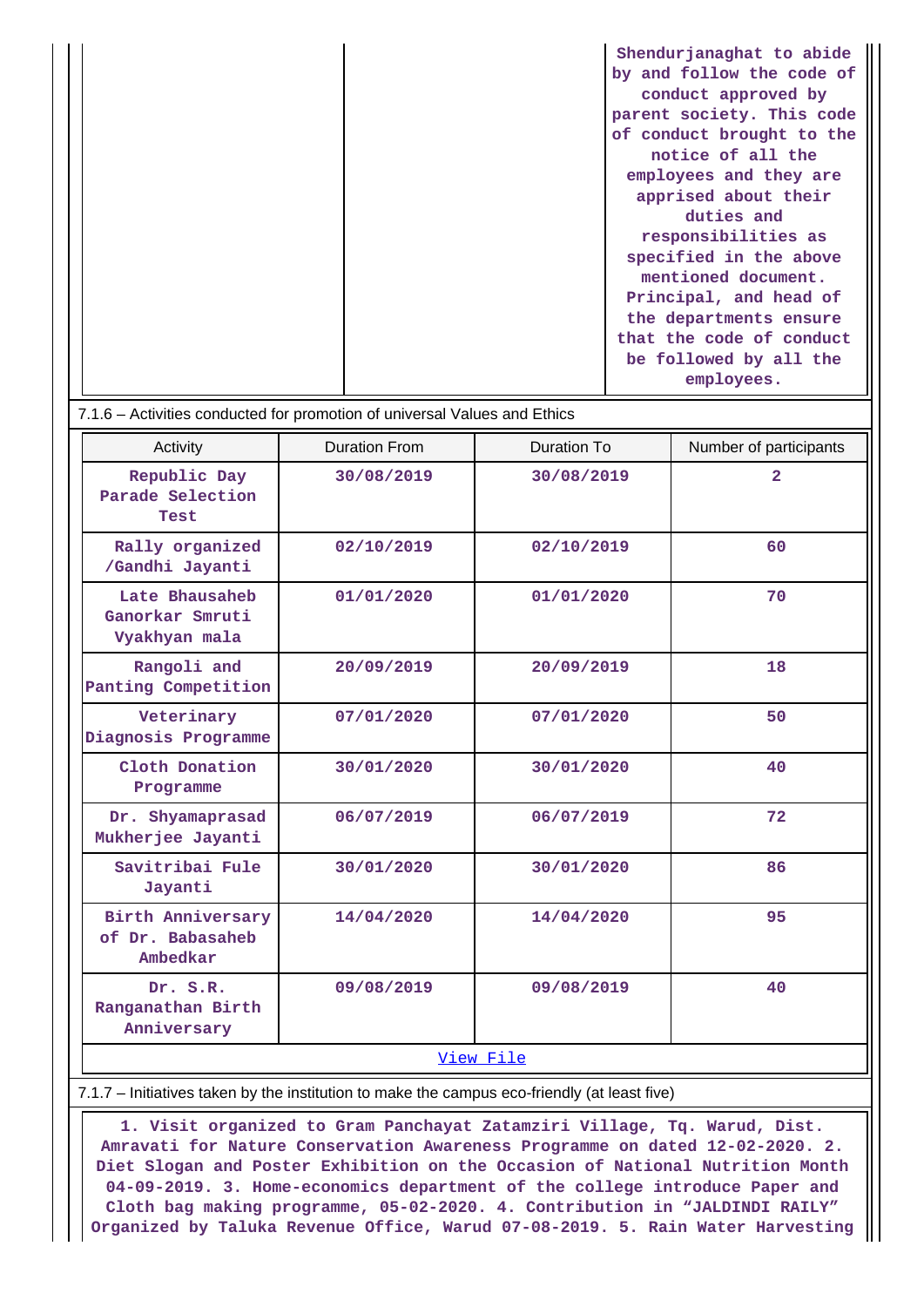| | | Shendurjanaghat to abide by and follow the code of conduct approved by parent society. This code of conduct brought to the notice of all the employees and they are apprised about their duties and responsibilities as specified in the above mentioned document. Principal, and head of the departments ensure that the code of conduct be followed by all the employees. |
|---|---|---|

7.1.6 – Activities conducted for promotion of universal Values and Ethics

| Activity | Duration From | Duration To | Number of participants |
|---|---|---|---|
| Republic Day Parade Selection Test | 30/08/2019 | 30/08/2019 | 2 |
| Rally organized /Gandhi Jayanti | 02/10/2019 | 02/10/2019 | 60 |
| Late Bhausaheb Ganorkar Smruti Vyakhyan mala | 01/01/2020 | 01/01/2020 | 70 |
| Rangoli and Panting Competition | 20/09/2019 | 20/09/2019 | 18 |
| Veterinary Diagnosis Programme | 07/01/2020 | 07/01/2020 | 50 |
| Cloth Donation Programme | 30/01/2020 | 30/01/2020 | 40 |
| Dr. Shyamaprasad Mukherjee Jayanti | 06/07/2019 | 06/07/2019 | 72 |
| Savitribai Fule Jayanti | 30/01/2020 | 30/01/2020 | 86 |
| Birth Anniversary of Dr. Babasaheb Ambedkar | 14/04/2020 | 14/04/2020 | 95 |
| Dr. S.R. Ranganathan Birth Anniversary | 09/08/2019 | 09/08/2019 | 40 |

View File

7.1.7 – Initiatives taken by the institution to make the campus eco-friendly (at least five)

1. Visit organized to Gram Panchayat Zatamziri Village, Tq. Warud, Dist. Amravati for Nature Conservation Awareness Programme on dated 12-02-2020. 2. Diet Slogan and Poster Exhibition on the Occasion of National Nutrition Month 04-09-2019. 3. Home-economics department of the college introduce Paper and Cloth bag making programme, 05-02-2020. 4. Contribution in “JALDINDI RAILY” Organized by Taluka Revenue Office, Warud 07-08-2019. 5. Rain Water Harvesting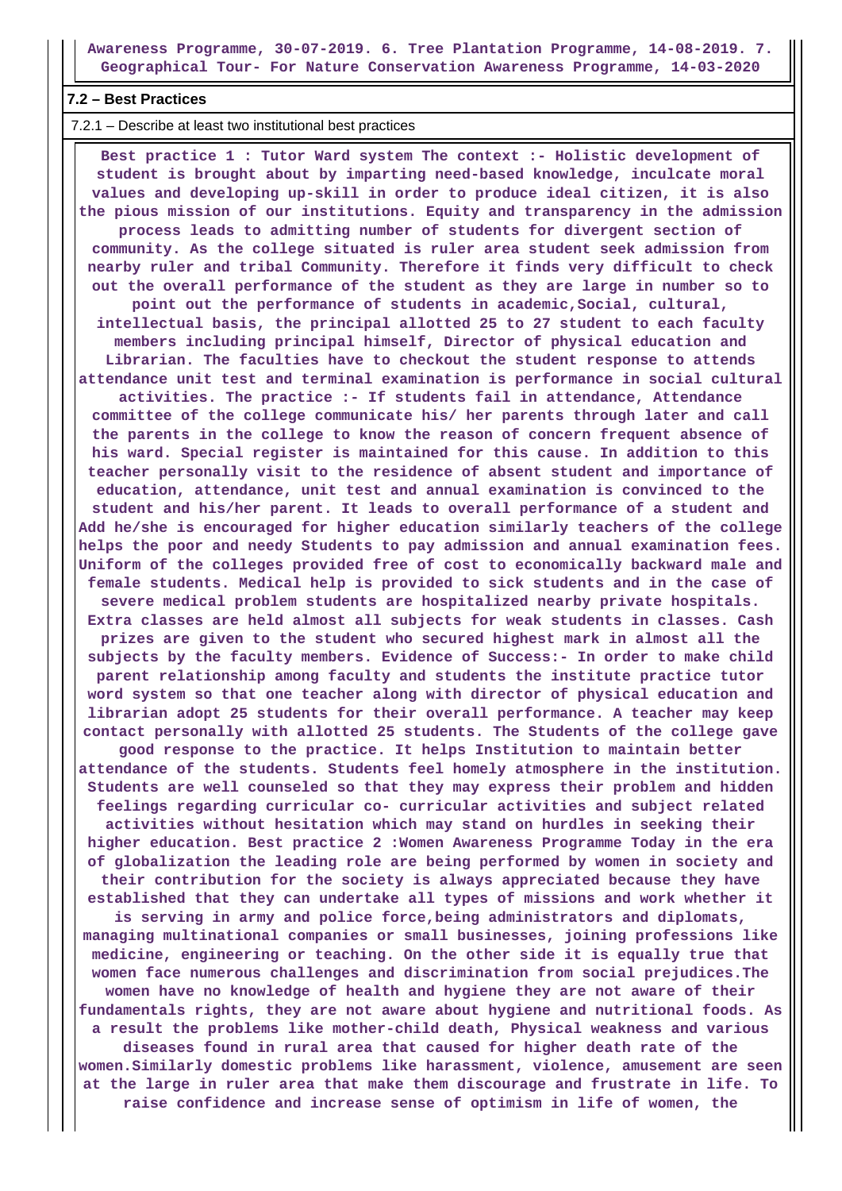Awareness Programme, 30-07-2019. 6. Tree Plantation Programme, 14-08-2019. 7. Geographical Tour- For Nature Conservation Awareness Programme, 14-03-2020

## 7.2 – Best Practices

7.2.1 – Describe at least two institutional best practices

Best practice 1 : Tutor Ward system The context :- Holistic development of student is brought about by imparting need-based knowledge, inculcate moral values and developing up-skill in order to produce ideal citizen, it is also the pious mission of our institutions. Equity and transparency in the admission process leads to admitting number of students for divergent section of community. As the college situated is ruler area student seek admission from nearby ruler and tribal Community. Therefore it finds very difficult to check out the overall performance of the student as they are large in number so to point out the performance of students in academic,Social, cultural, intellectual basis, the principal allotted 25 to 27 student to each faculty members including principal himself, Director of physical education and Librarian. The faculties have to checkout the student response to attends attendance unit test and terminal examination is performance in social cultural activities. The practice :- If students fail in attendance, Attendance committee of the college communicate his/ her parents through later and call the parents in the college to know the reason of concern frequent absence of his ward. Special register is maintained for this cause. In addition to this teacher personally visit to the residence of absent student and importance of education, attendance, unit test and annual examination is convinced to the student and his/her parent. It leads to overall performance of a student and Add he/she is encouraged for higher education similarly teachers of the college helps the poor and needy Students to pay admission and annual examination fees. Uniform of the colleges provided free of cost to economically backward male and female students. Medical help is provided to sick students and in the case of severe medical problem students are hospitalized nearby private hospitals. Extra classes are held almost all subjects for weak students in classes. Cash prizes are given to the student who secured highest mark in almost all the subjects by the faculty members. Evidence of Success:- In order to make child parent relationship among faculty and students the institute practice tutor word system so that one teacher along with director of physical education and librarian adopt 25 students for their overall performance. A teacher may keep contact personally with allotted 25 students. The Students of the college gave good response to the practice. It helps Institution to maintain better attendance of the students. Students feel homely atmosphere in the institution. Students are well counseled so that they may express their problem and hidden feelings regarding curricular co- curricular activities and subject related activities without hesitation which may stand on hurdles in seeking their higher education. Best practice 2 :Women Awareness Programme Today in the era of globalization the leading role are being performed by women in society and their contribution for the society is always appreciated because they have established that they can undertake all types of missions and work whether it is serving in army and police force,being administrators and diplomats, managing multinational companies or small businesses, joining professions like medicine, engineering or teaching. On the other side it is equally true that women face numerous challenges and discrimination from social prejudices.The women have no knowledge of health and hygiene they are not aware of their fundamentals rights, they are not aware about hygiene and nutritional foods. As a result the problems like mother-child death, Physical weakness and various diseases found in rural area that caused for higher death rate of the women.Similarly domestic problems like harassment, violence, amusement are seen at the large in ruler area that make them discourage and frustrate in life. To raise confidence and increase sense of optimism in life of women, the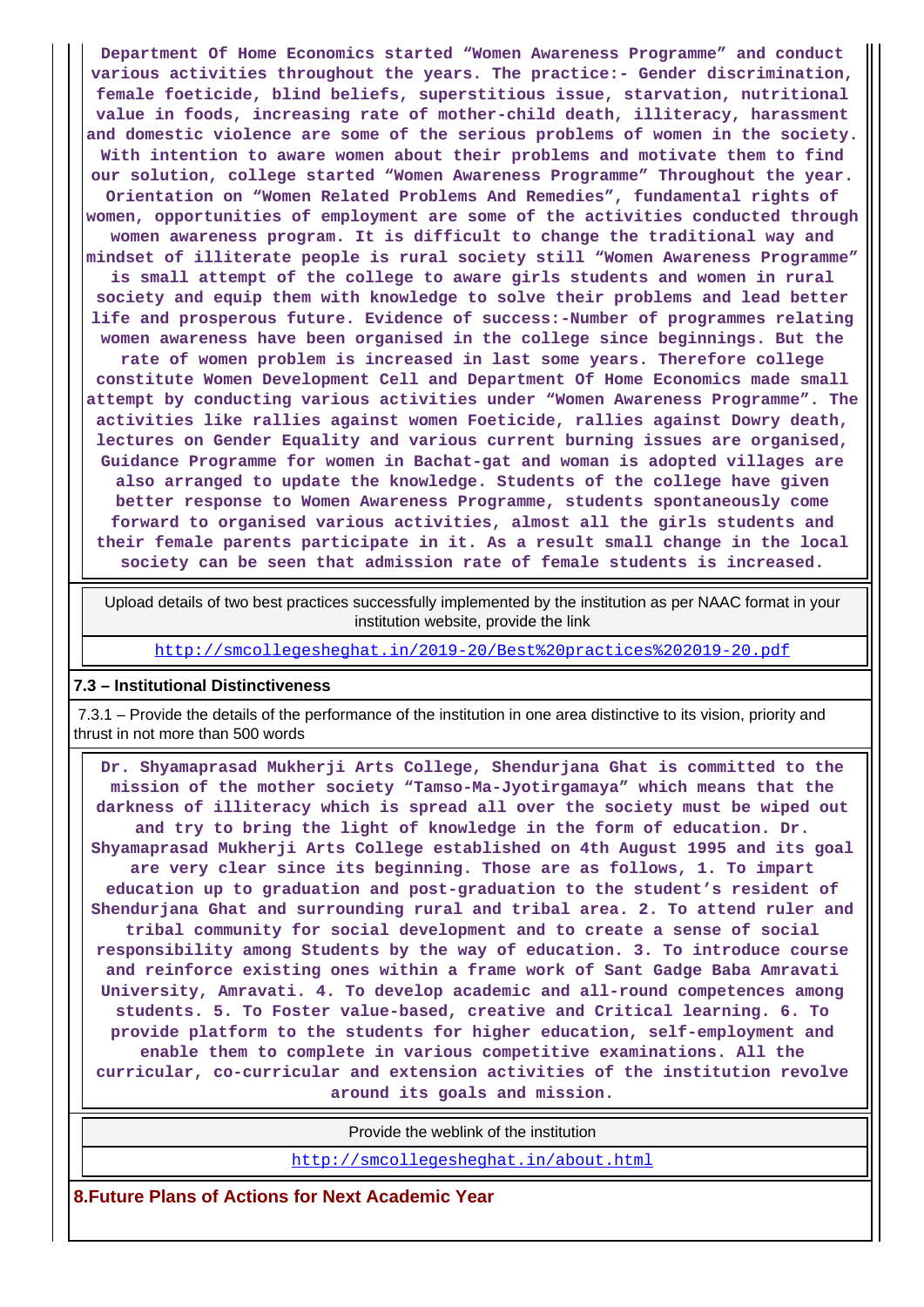**Department Of Home Economics started “Women Awareness Programme” and conduct various activities throughout the years. The practice:- Gender discrimination, female foeticide, blind beliefs, superstitious issue, starvation, nutritional value in foods, increasing rate of mother-child death, illiteracy, harassment and domestic violence are some of the serious problems of women in the society. With intention to aware women about their problems and motivate them to find our solution, college started “Women Awareness Programme” Throughout the year. Orientation on “Women Related Problems And Remedies”, fundamental rights of women, opportunities of employment are some of the activities conducted through women awareness program. It is difficult to change the traditional way and mindset of illiterate people is rural society still “Women Awareness Programme” is small attempt of the college to aware girls students and women in rural society and equip them with knowledge to solve their problems and lead better life and prosperous future. Evidence of success:-Number of programmes relating women awareness have been organised in the college since beginnings. But the rate of women problem is increased in last some years. Therefore college constitute Women Development Cell and Department Of Home Economics made small attempt by conducting various activities under “Women Awareness Programme”. The activities like rallies against women Foeticide, rallies against Dowry death, lectures on Gender Equality and various current burning issues are organised, Guidance Programme for women in Bachat-gat and woman is adopted villages are also arranged to update the knowledge. Students of the college have given better response to Women Awareness Programme, students spontaneously come forward to organised various activities, almost all the girls students and their female parents participate in it. As a result small change in the local society can be seen that admission rate of female students is increased.**

| Upload details of two best practices successfully implemented by the institution as per NAAC format in your institution website, provide the link |
|---|
| http://smcollegesheghat.in/2019-20/Best%20practices%202019-20.pdf |

### 7.3 – Institutional Distinctiveness

7.3.1 – Provide the details of the performance of the institution in one area distinctive to its vision, priority and thrust in not more than 500 words

**Dr. Shyamaprasad Mukherji Arts College, Shendurjana Ghat is committed to the mission of the mother society “Tamso-Ma-Jyotirgamaya” which means that the darkness of illiteracy which is spread all over the society must be wiped out and try to bring the light of knowledge in the form of education. Dr. Shyamaprasad Mukherji Arts College established on 4th August 1995 and its goal are very clear since its beginning. Those are as follows, 1. To impart education up to graduation and post-graduation to the student’s resident of Shendurjana Ghat and surrounding rural and tribal area. 2. To attend ruler and tribal community for social development and to create a sense of social responsibility among Students by the way of education. 3. To introduce course and reinforce existing ones within a frame work of Sant Gadge Baba Amravati University, Amravati. 4. To develop academic and all-round competences among students. 5. To Foster value-based, creative and Critical learning. 6. To provide platform to the students for higher education, self-employment and enable them to complete in various competitive examinations. All the curricular, co-curricular and extension activities of the institution revolve around its goals and mission.**

| Provide the weblink of the institution |
|---|
| http://smcollegesheghat.in/about.html |

## 8.Future Plans of Actions for Next Academic Year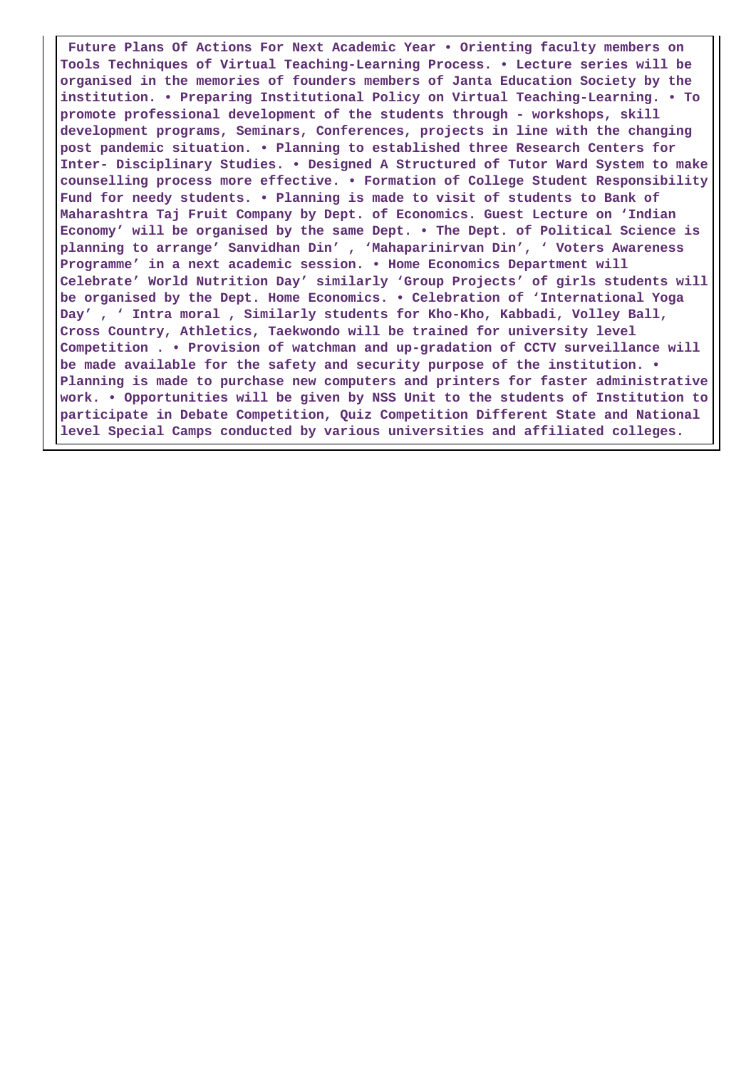**Future Plans Of Actions For Next Academic Year • Orienting faculty members on Tools Techniques of Virtual Teaching-Learning Process. • Lecture series will be organised in the memories of founders members of Janta Education Society by the institution. • Preparing Institutional Policy on Virtual Teaching-Learning. • To promote professional development of the students through - workshops, skill development programs, Seminars, Conferences, projects in line with the changing post pandemic situation. • Planning to established three Research Centers for Inter- Disciplinary Studies. • Designed A Structured of Tutor Ward System to make counselling process more effective. • Formation of College Student Responsibility Fund for needy students. • Planning is made to visit of students to Bank of Maharashtra Taj Fruit Company by Dept. of Economics. Guest Lecture on 'Indian Economy' will be organised by the same Dept. • The Dept. of Political Science is planning to arrange' Sanvidhan Din' , 'Mahaparinirvan Din', ' Voters Awareness Programme' in a next academic session. • Home Economics Department will Celebrate' World Nutrition Day' similarly 'Group Projects' of girls students will be organised by the Dept. Home Economics. • Celebration of 'International Yoga Day' , ' Intra moral , Similarly students for Kho-Kho, Kabbadi, Volley Ball, Cross Country, Athletics, Taekwondo will be trained for university level Competition . • Provision of watchman and up-gradation of CCTV surveillance will be made available for the safety and security purpose of the institution. • Planning is made to purchase new computers and printers for faster administrative work. • Opportunities will be given by NSS Unit to the students of Institution to participate in Debate Competition, Quiz Competition Different State and National level Special Camps conducted by various universities and affiliated colleges.**